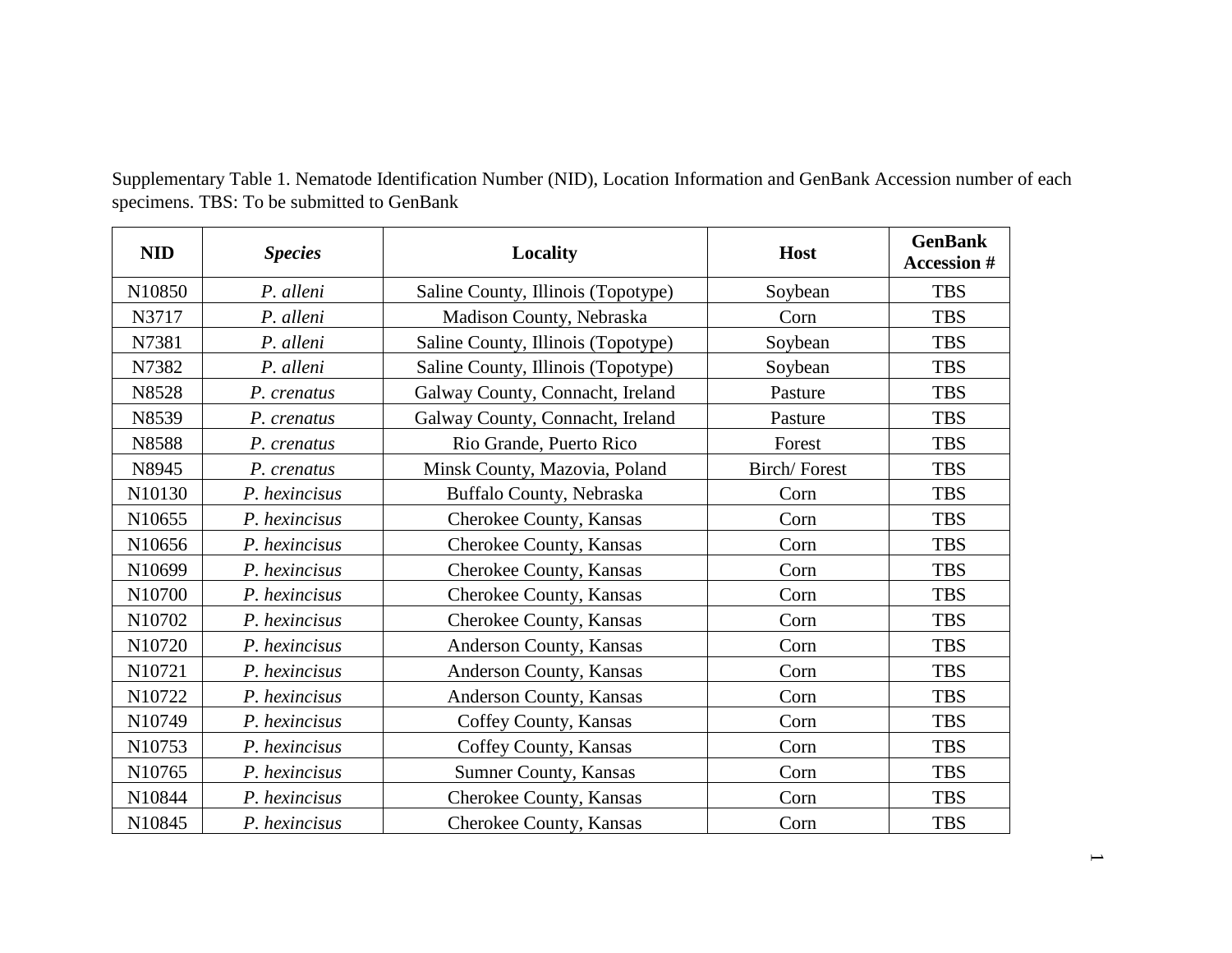Supplementary Table 1. Nematode Identification Number (NID), Location Information and GenBank Accession number of each specimens. TBS: To be submitted to GenBank

| **NID** | ***Species*** | **Locality** | **Host** | **GenBank Accession #** |
|---|---|---|---|---|
| N10850 | *P. alleni* | Saline County, Illinois (Topotype) | Soybean | TBS |
| N3717 | *P. alleni* | Madison County, Nebraska | Corn | TBS |
| N7381 | *P. alleni* | Saline County, Illinois (Topotype) | Soybean | TBS |
| N7382 | *P. alleni* | Saline County, Illinois (Topotype) | Soybean | TBS |
| N8528 | *P. crenatus* | Galway County, Connacht, Ireland | Pasture | TBS |
| N8539 | *P. crenatus* | Galway County, Connacht, Ireland | Pasture | TBS |
| N8588 | *P. crenatus* | Rio Grande, Puerto Rico | Forest | TBS |
| N8945 | *P. crenatus* | Minsk County, Mazovia, Poland | Birch/ Forest | TBS |
| N10130 | *P. hexincisus* | Buffalo County, Nebraska | Corn | TBS |
| N10655 | *P. hexincisus* | Cherokee County, Kansas | Corn | TBS |
| N10656 | *P. hexincisus* | Cherokee County, Kansas | Corn | TBS |
| N10699 | *P. hexincisus* | Cherokee County, Kansas | Corn | TBS |
| N10700 | *P. hexincisus* | Cherokee County, Kansas | Corn | TBS |
| N10702 | *P. hexincisus* | Cherokee County, Kansas | Corn | TBS |
| N10720 | *P. hexincisus* | Anderson County, Kansas | Corn | TBS |
| N10721 | *P. hexincisus* | Anderson County, Kansas | Corn | TBS |
| N10722 | *P. hexincisus* | Anderson County, Kansas | Corn | TBS |
| N10749 | *P. hexincisus* | Coffey County, Kansas | Corn | TBS |
| N10753 | *P. hexincisus* | Coffey County, Kansas | Corn | TBS |
| N10765 | *P. hexincisus* | Sumner County, Kansas | Corn | TBS |
| N10844 | *P. hexincisus* | Cherokee County, Kansas | Corn | TBS |
| N10845 | *P. hexincisus* | Cherokee County, Kansas | Corn | TBS |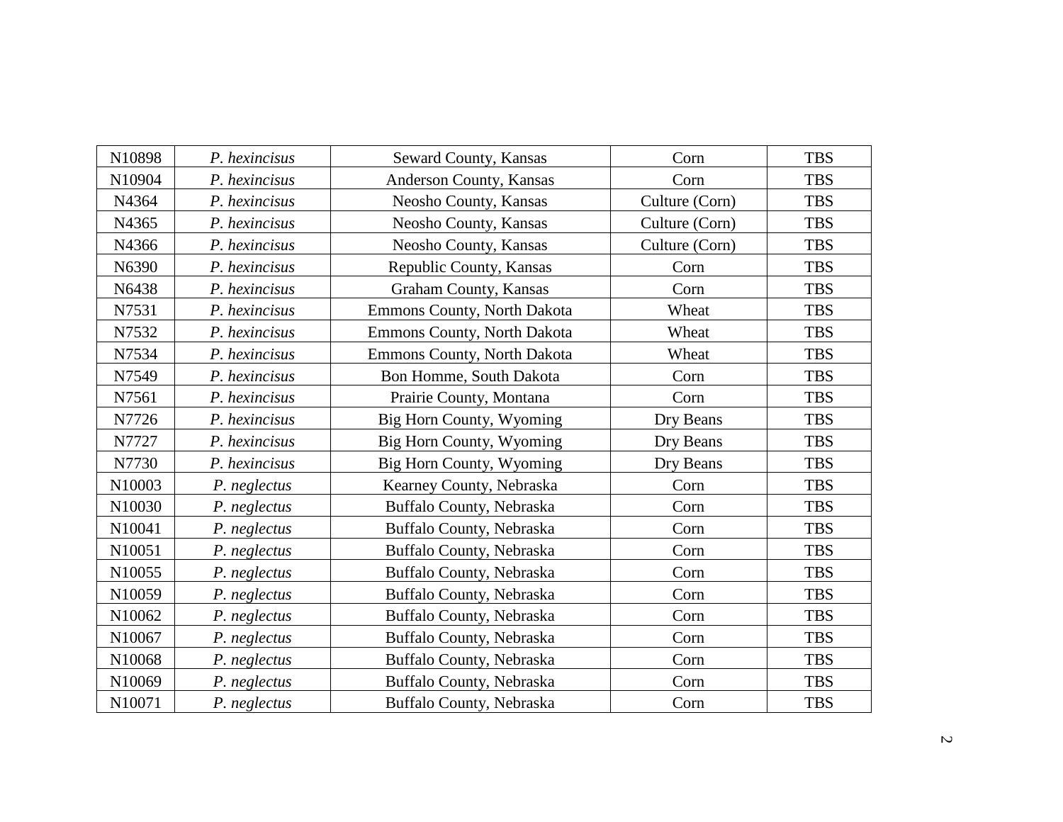| | | | | |
|---|---|---|---|---|
| N10898 | *P. hexincisus* | Seward County, Kansas | Corn | TBS |
| N10904 | *P. hexincisus* | Anderson County, Kansas | Corn | TBS |
| N4364 | *P. hexincisus* | Neosho County, Kansas | Culture (Corn) | TBS |
| N4365 | *P. hexincisus* | Neosho County, Kansas | Culture (Corn) | TBS |
| N4366 | *P. hexincisus* | Neosho County, Kansas | Culture (Corn) | TBS |
| N6390 | *P. hexincisus* | Republic County, Kansas | Corn | TBS |
| N6438 | *P. hexincisus* | Graham County, Kansas | Corn | TBS |
| N7531 | *P. hexincisus* | Emmons County, North Dakota | Wheat | TBS |
| N7532 | *P. hexincisus* | Emmons County, North Dakota | Wheat | TBS |
| N7534 | *P. hexincisus* | Emmons County, North Dakota | Wheat | TBS |
| N7549 | *P. hexincisus* | Bon Homme, South Dakota | Corn | TBS |
| N7561 | *P. hexincisus* | Prairie County, Montana | Corn | TBS |
| N7726 | *P. hexincisus* | Big Horn County, Wyoming | Dry Beans | TBS |
| N7727 | *P. hexincisus* | Big Horn County, Wyoming | Dry Beans | TBS |
| N7730 | *P. hexincisus* | Big Horn County, Wyoming | Dry Beans | TBS |
| N10003 | *P. neglectus* | Kearney County, Nebraska | Corn | TBS |
| N10030 | *P. neglectus* | Buffalo County, Nebraska | Corn | TBS |
| N10041 | *P. neglectus* | Buffalo County, Nebraska | Corn | TBS |
| N10051 | *P. neglectus* | Buffalo County, Nebraska | Corn | TBS |
| N10055 | *P. neglectus* | Buffalo County, Nebraska | Corn | TBS |
| N10059 | *P. neglectus* | Buffalo County, Nebraska | Corn | TBS |
| N10062 | *P. neglectus* | Buffalo County, Nebraska | Corn | TBS |
| N10067 | *P. neglectus* | Buffalo County, Nebraska | Corn | TBS |
| N10068 | *P. neglectus* | Buffalo County, Nebraska | Corn | TBS |
| N10069 | *P. neglectus* | Buffalo County, Nebraska | Corn | TBS |
| N10071 | *P. neglectus* | Buffalo County, Nebraska | Corn | TBS |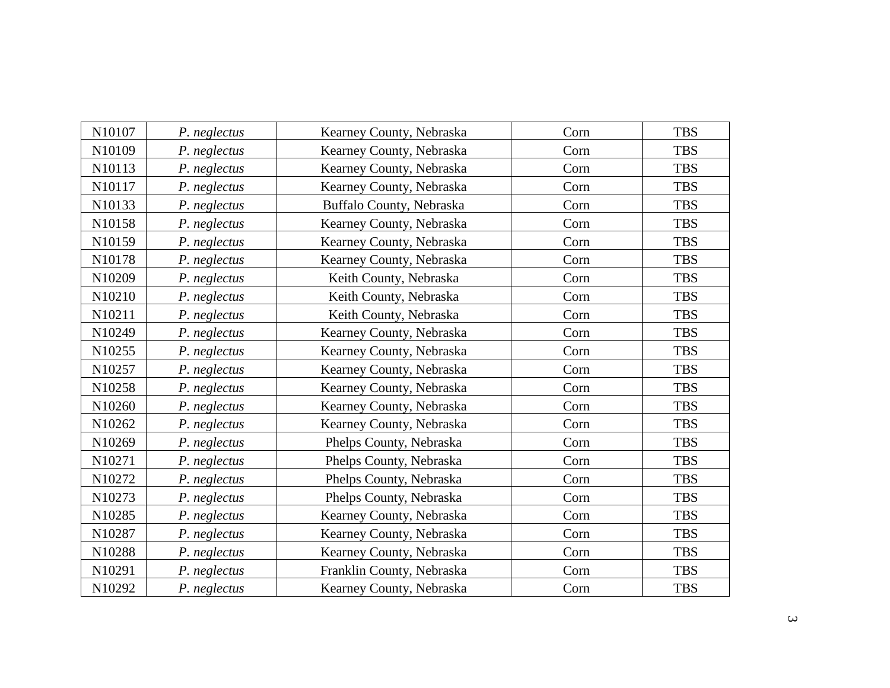| | | | | |
|---|---|---|---|---|
| N10107 | *P. neglectus* | Kearney County, Nebraska | Corn | TBS |
| N10109 | *P. neglectus* | Kearney County, Nebraska | Corn | TBS |
| N10113 | *P. neglectus* | Kearney County, Nebraska | Corn | TBS |
| N10117 | *P. neglectus* | Kearney County, Nebraska | Corn | TBS |
| N10133 | *P. neglectus* | Buffalo County, Nebraska | Corn | TBS |
| N10158 | *P. neglectus* | Kearney County, Nebraska | Corn | TBS |
| N10159 | *P. neglectus* | Kearney County, Nebraska | Corn | TBS |
| N10178 | *P. neglectus* | Kearney County, Nebraska | Corn | TBS |
| N10209 | *P. neglectus* | Keith County, Nebraska | Corn | TBS |
| N10210 | *P. neglectus* | Keith County, Nebraska | Corn | TBS |
| N10211 | *P. neglectus* | Keith County, Nebraska | Corn | TBS |
| N10249 | *P. neglectus* | Kearney County, Nebraska | Corn | TBS |
| N10255 | *P. neglectus* | Kearney County, Nebraska | Corn | TBS |
| N10257 | *P. neglectus* | Kearney County, Nebraska | Corn | TBS |
| N10258 | *P. neglectus* | Kearney County, Nebraska | Corn | TBS |
| N10260 | *P. neglectus* | Kearney County, Nebraska | Corn | TBS |
| N10262 | *P. neglectus* | Kearney County, Nebraska | Corn | TBS |
| N10269 | *P. neglectus* | Phelps County, Nebraska | Corn | TBS |
| N10271 | *P. neglectus* | Phelps County, Nebraska | Corn | TBS |
| N10272 | *P. neglectus* | Phelps County, Nebraska | Corn | TBS |
| N10273 | *P. neglectus* | Phelps County, Nebraska | Corn | TBS |
| N10285 | *P. neglectus* | Kearney County, Nebraska | Corn | TBS |
| N10287 | *P. neglectus* | Kearney County, Nebraska | Corn | TBS |
| N10288 | *P. neglectus* | Kearney County, Nebraska | Corn | TBS |
| N10291 | *P. neglectus* | Franklin County, Nebraska | Corn | TBS |
| N10292 | *P. neglectus* | Kearney County, Nebraska | Corn | TBS |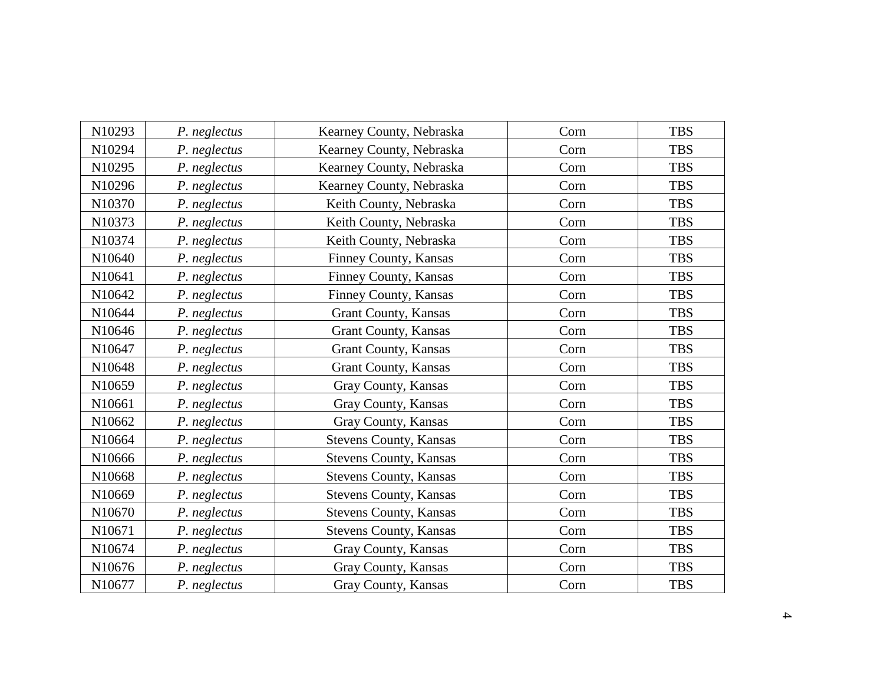| | | | | |
|---|---|---|---|---|
| N10293 | *P. neglectus* | Kearney County, Nebraska | Corn | TBS |
| N10294 | *P. neglectus* | Kearney County, Nebraska | Corn | TBS |
| N10295 | *P. neglectus* | Kearney County, Nebraska | Corn | TBS |
| N10296 | *P. neglectus* | Kearney County, Nebraska | Corn | TBS |
| N10370 | *P. neglectus* | Keith County, Nebraska | Corn | TBS |
| N10373 | *P. neglectus* | Keith County, Nebraska | Corn | TBS |
| N10374 | *P. neglectus* | Keith County, Nebraska | Corn | TBS |
| N10640 | *P. neglectus* | Finney County, Kansas | Corn | TBS |
| N10641 | *P. neglectus* | Finney County, Kansas | Corn | TBS |
| N10642 | *P. neglectus* | Finney County, Kansas | Corn | TBS |
| N10644 | *P. neglectus* | Grant County, Kansas | Corn | TBS |
| N10646 | *P. neglectus* | Grant County, Kansas | Corn | TBS |
| N10647 | *P. neglectus* | Grant County, Kansas | Corn | TBS |
| N10648 | *P. neglectus* | Grant County, Kansas | Corn | TBS |
| N10659 | *P. neglectus* | Gray County, Kansas | Corn | TBS |
| N10661 | *P. neglectus* | Gray County, Kansas | Corn | TBS |
| N10662 | *P. neglectus* | Gray County, Kansas | Corn | TBS |
| N10664 | *P. neglectus* | Stevens County, Kansas | Corn | TBS |
| N10666 | *P. neglectus* | Stevens County, Kansas | Corn | TBS |
| N10668 | *P. neglectus* | Stevens County, Kansas | Corn | TBS |
| N10669 | *P. neglectus* | Stevens County, Kansas | Corn | TBS |
| N10670 | *P. neglectus* | Stevens County, Kansas | Corn | TBS |
| N10671 | *P. neglectus* | Stevens County, Kansas | Corn | TBS |
| N10674 | *P. neglectus* | Gray County, Kansas | Corn | TBS |
| N10676 | *P. neglectus* | Gray County, Kansas | Corn | TBS |
| N10677 | *P. neglectus* | Gray County, Kansas | Corn | TBS |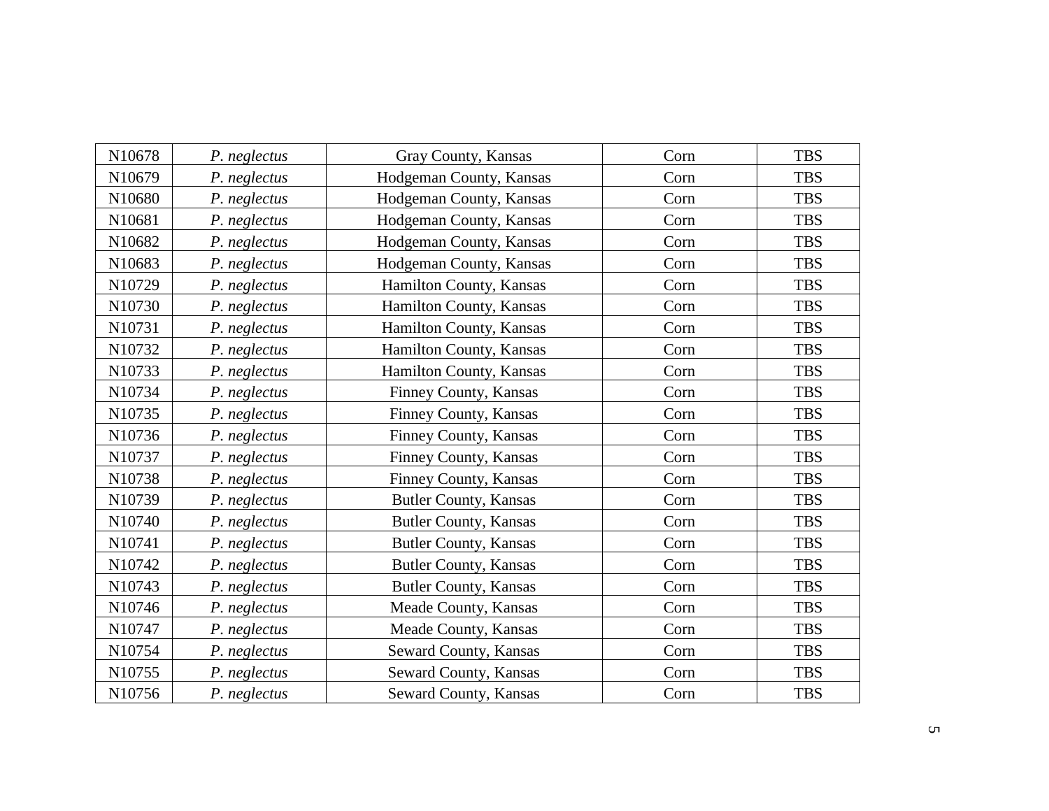| N10678 | *P. neglectus* | Gray County, Kansas | Corn | TBS |
|---|---|---|---|---|
| N10679 | *P. neglectus* | Hodgeman County, Kansas | Corn | TBS |
| N10680 | *P. neglectus* | Hodgeman County, Kansas | Corn | TBS |
| N10681 | *P. neglectus* | Hodgeman County, Kansas | Corn | TBS |
| N10682 | *P. neglectus* | Hodgeman County, Kansas | Corn | TBS |
| N10683 | *P. neglectus* | Hodgeman County, Kansas | Corn | TBS |
| N10729 | *P. neglectus* | Hamilton County, Kansas | Corn | TBS |
| N10730 | *P. neglectus* | Hamilton County, Kansas | Corn | TBS |
| N10731 | *P. neglectus* | Hamilton County, Kansas | Corn | TBS |
| N10732 | *P. neglectus* | Hamilton County, Kansas | Corn | TBS |
| N10733 | *P. neglectus* | Hamilton County, Kansas | Corn | TBS |
| N10734 | *P. neglectus* | Finney County, Kansas | Corn | TBS |
| N10735 | *P. neglectus* | Finney County, Kansas | Corn | TBS |
| N10736 | *P. neglectus* | Finney County, Kansas | Corn | TBS |
| N10737 | *P. neglectus* | Finney County, Kansas | Corn | TBS |
| N10738 | *P. neglectus* | Finney County, Kansas | Corn | TBS |
| N10739 | *P. neglectus* | Butler County, Kansas | Corn | TBS |
| N10740 | *P. neglectus* | Butler County, Kansas | Corn | TBS |
| N10741 | *P. neglectus* | Butler County, Kansas | Corn | TBS |
| N10742 | *P. neglectus* | Butler County, Kansas | Corn | TBS |
| N10743 | *P. neglectus* | Butler County, Kansas | Corn | TBS |
| N10746 | *P. neglectus* | Meade County, Kansas | Corn | TBS |
| N10747 | *P. neglectus* | Meade County, Kansas | Corn | TBS |
| N10754 | *P. neglectus* | Seward County, Kansas | Corn | TBS |
| N10755 | *P. neglectus* | Seward County, Kansas | Corn | TBS |
| N10756 | *P. neglectus* | Seward County, Kansas | Corn | TBS |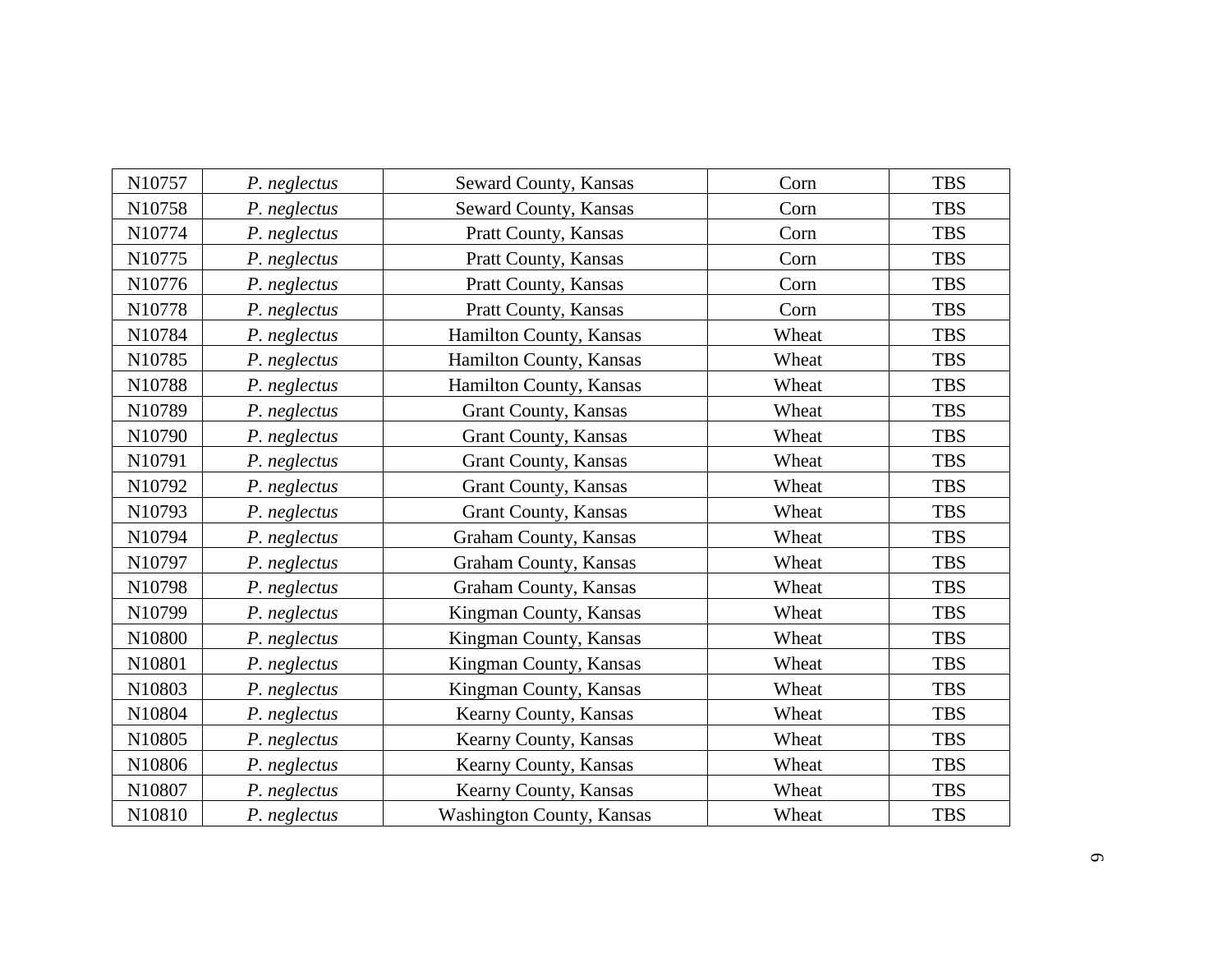| | | | | |
|---|---|---|---|---|
| N10757 | *P. neglectus* | Seward County, Kansas | Corn | TBS |
| N10758 | *P. neglectus* | Seward County, Kansas | Corn | TBS |
| N10774 | *P. neglectus* | Pratt County, Kansas | Corn | TBS |
| N10775 | *P. neglectus* | Pratt County, Kansas | Corn | TBS |
| N10776 | *P. neglectus* | Pratt County, Kansas | Corn | TBS |
| N10778 | *P. neglectus* | Pratt County, Kansas | Corn | TBS |
| N10784 | *P. neglectus* | Hamilton County, Kansas | Wheat | TBS |
| N10785 | *P. neglectus* | Hamilton County, Kansas | Wheat | TBS |
| N10788 | *P. neglectus* | Hamilton County, Kansas | Wheat | TBS |
| N10789 | *P. neglectus* | Grant County, Kansas | Wheat | TBS |
| N10790 | *P. neglectus* | Grant County, Kansas | Wheat | TBS |
| N10791 | *P. neglectus* | Grant County, Kansas | Wheat | TBS |
| N10792 | *P. neglectus* | Grant County, Kansas | Wheat | TBS |
| N10793 | *P. neglectus* | Grant County, Kansas | Wheat | TBS |
| N10794 | *P. neglectus* | Graham County, Kansas | Wheat | TBS |
| N10797 | *P. neglectus* | Graham County, Kansas | Wheat | TBS |
| N10798 | *P. neglectus* | Graham County, Kansas | Wheat | TBS |
| N10799 | *P. neglectus* | Kingman County, Kansas | Wheat | TBS |
| N10800 | *P. neglectus* | Kingman County, Kansas | Wheat | TBS |
| N10801 | *P. neglectus* | Kingman County, Kansas | Wheat | TBS |
| N10803 | *P. neglectus* | Kingman County, Kansas | Wheat | TBS |
| N10804 | *P. neglectus* | Kearny County, Kansas | Wheat | TBS |
| N10805 | *P. neglectus* | Kearny County, Kansas | Wheat | TBS |
| N10806 | *P. neglectus* | Kearny County, Kansas | Wheat | TBS |
| N10807 | *P. neglectus* | Kearny County, Kansas | Wheat | TBS |
| N10810 | *P. neglectus* | Washington County, Kansas | Wheat | TBS |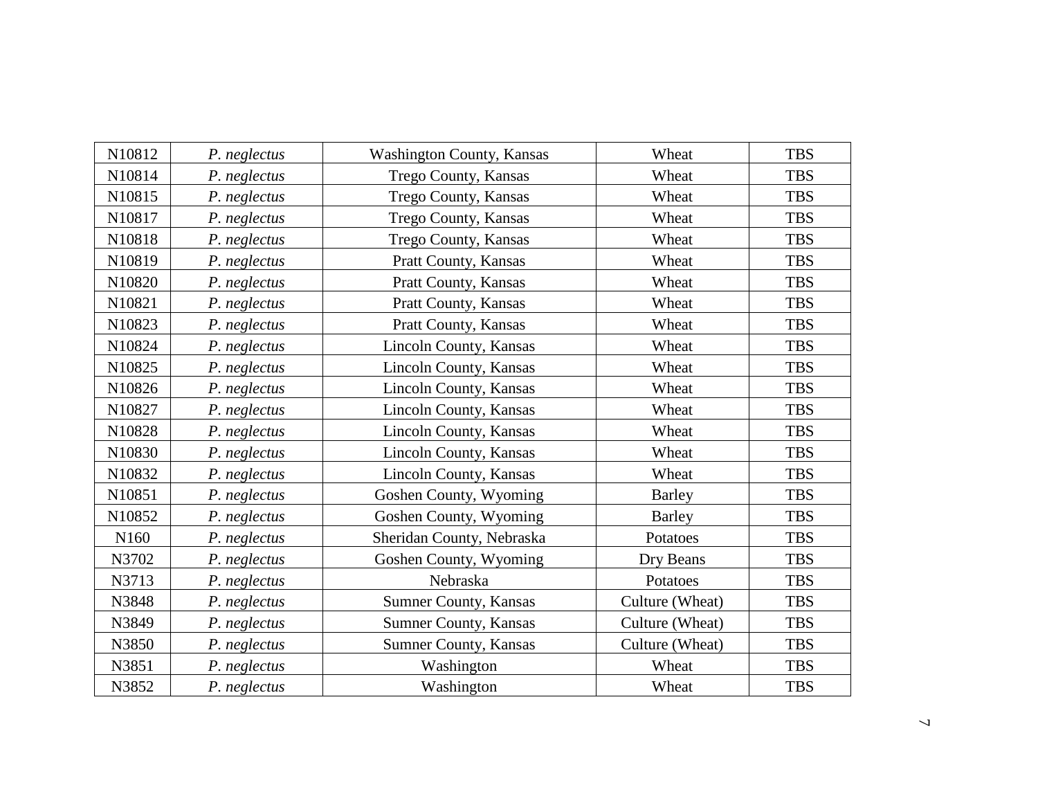| N10812 | *P. neglectus* | Washington County, Kansas | Wheat | TBS |
|---|---|---|---|---|
| N10814 | *P. neglectus* | Trego County, Kansas | Wheat | TBS |
| N10815 | *P. neglectus* | Trego County, Kansas | Wheat | TBS |
| N10817 | *P. neglectus* | Trego County, Kansas | Wheat | TBS |
| N10818 | *P. neglectus* | Trego County, Kansas | Wheat | TBS |
| N10819 | *P. neglectus* | Pratt County, Kansas | Wheat | TBS |
| N10820 | *P. neglectus* | Pratt County, Kansas | Wheat | TBS |
| N10821 | *P. neglectus* | Pratt County, Kansas | Wheat | TBS |
| N10823 | *P. neglectus* | Pratt County, Kansas | Wheat | TBS |
| N10824 | *P. neglectus* | Lincoln County, Kansas | Wheat | TBS |
| N10825 | *P. neglectus* | Lincoln County, Kansas | Wheat | TBS |
| N10826 | *P. neglectus* | Lincoln County, Kansas | Wheat | TBS |
| N10827 | *P. neglectus* | Lincoln County, Kansas | Wheat | TBS |
| N10828 | *P. neglectus* | Lincoln County, Kansas | Wheat | TBS |
| N10830 | *P. neglectus* | Lincoln County, Kansas | Wheat | TBS |
| N10832 | *P. neglectus* | Lincoln County, Kansas | Wheat | TBS |
| N10851 | *P. neglectus* | Goshen County, Wyoming | Barley | TBS |
| N10852 | *P. neglectus* | Goshen County, Wyoming | Barley | TBS |
| N160 | *P. neglectus* | Sheridan County, Nebraska | Potatoes | TBS |
| N3702 | *P. neglectus* | Goshen County, Wyoming | Dry Beans | TBS |
| N3713 | *P. neglectus* | Nebraska | Potatoes | TBS |
| N3848 | *P. neglectus* | Sumner County, Kansas | Culture (Wheat) | TBS |
| N3849 | *P. neglectus* | Sumner County, Kansas | Culture (Wheat) | TBS |
| N3850 | *P. neglectus* | Sumner County, Kansas | Culture (Wheat) | TBS |
| N3851 | *P. neglectus* | Washington | Wheat | TBS |
| N3852 | *P. neglectus* | Washington | Wheat | TBS |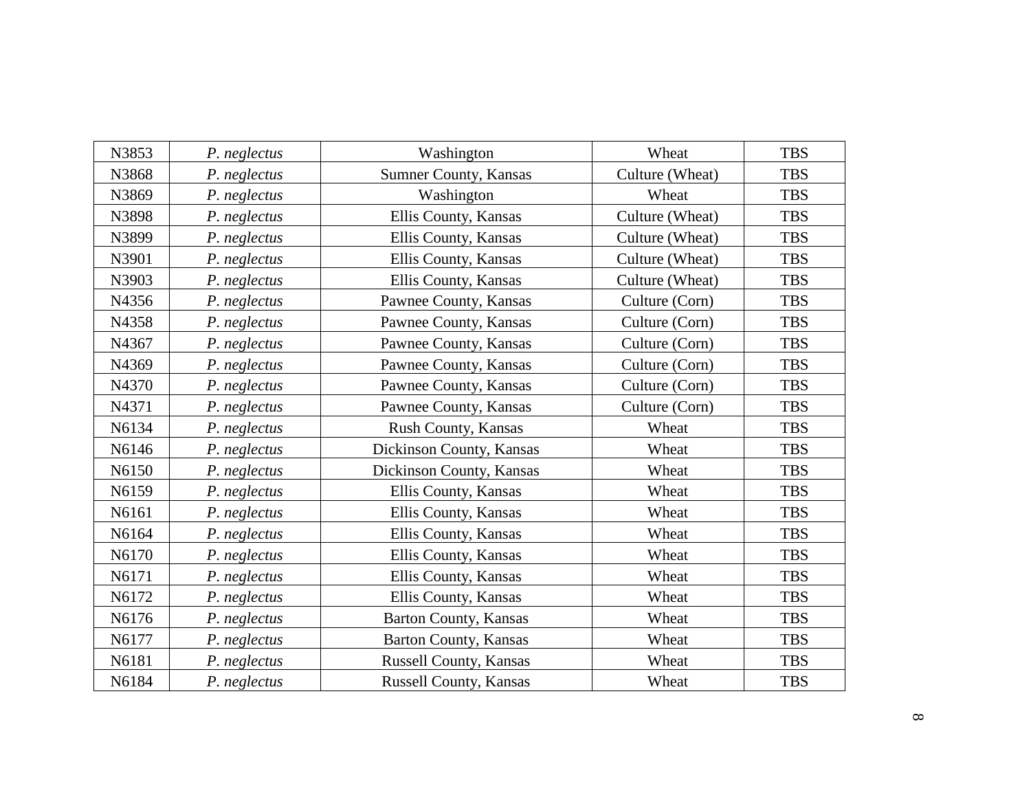| | | | | |
|---|---|---|---|---|
| N3853 | *P. neglectus* | Washington | Wheat | TBS |
| N3868 | *P. neglectus* | Sumner County, Kansas | Culture (Wheat) | TBS |
| N3869 | *P. neglectus* | Washington | Wheat | TBS |
| N3898 | *P. neglectus* | Ellis County, Kansas | Culture (Wheat) | TBS |
| N3899 | *P. neglectus* | Ellis County, Kansas | Culture (Wheat) | TBS |
| N3901 | *P. neglectus* | Ellis County, Kansas | Culture (Wheat) | TBS |
| N3903 | *P. neglectus* | Ellis County, Kansas | Culture (Wheat) | TBS |
| N4356 | *P. neglectus* | Pawnee County, Kansas | Culture (Corn) | TBS |
| N4358 | *P. neglectus* | Pawnee County, Kansas | Culture (Corn) | TBS |
| N4367 | *P. neglectus* | Pawnee County, Kansas | Culture (Corn) | TBS |
| N4369 | *P. neglectus* | Pawnee County, Kansas | Culture (Corn) | TBS |
| N4370 | *P. neglectus* | Pawnee County, Kansas | Culture (Corn) | TBS |
| N4371 | *P. neglectus* | Pawnee County, Kansas | Culture (Corn) | TBS |
| N6134 | *P. neglectus* | Rush County, Kansas | Wheat | TBS |
| N6146 | *P. neglectus* | Dickinson County, Kansas | Wheat | TBS |
| N6150 | *P. neglectus* | Dickinson County, Kansas | Wheat | TBS |
| N6159 | *P. neglectus* | Ellis County, Kansas | Wheat | TBS |
| N6161 | *P. neglectus* | Ellis County, Kansas | Wheat | TBS |
| N6164 | *P. neglectus* | Ellis County, Kansas | Wheat | TBS |
| N6170 | *P. neglectus* | Ellis County, Kansas | Wheat | TBS |
| N6171 | *P. neglectus* | Ellis County, Kansas | Wheat | TBS |
| N6172 | *P. neglectus* | Ellis County, Kansas | Wheat | TBS |
| N6176 | *P. neglectus* | Barton County, Kansas | Wheat | TBS |
| N6177 | *P. neglectus* | Barton County, Kansas | Wheat | TBS |
| N6181 | *P. neglectus* | Russell County, Kansas | Wheat | TBS |
| N6184 | *P. neglectus* | Russell County, Kansas | Wheat | TBS |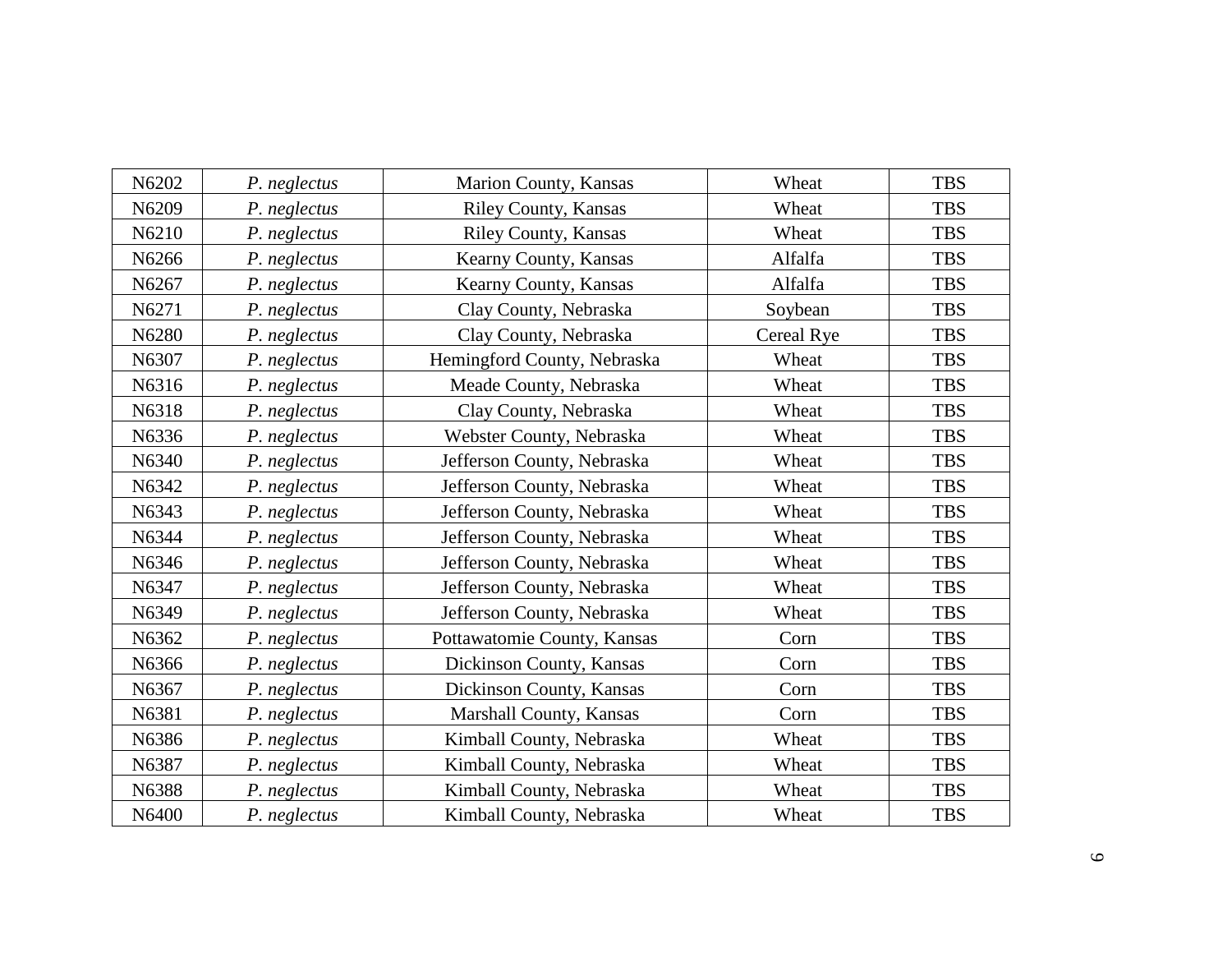| N6202 | *P. neglectus* | Marion County, Kansas | Wheat | TBS |
|---|---|---|---|---|
| N6209 | *P. neglectus* | Riley County, Kansas | Wheat | TBS |
| N6210 | *P. neglectus* | Riley County, Kansas | Wheat | TBS |
| N6266 | *P. neglectus* | Kearny County, Kansas | Alfalfa | TBS |
| N6267 | *P. neglectus* | Kearny County, Kansas | Alfalfa | TBS |
| N6271 | *P. neglectus* | Clay County, Nebraska | Soybean | TBS |
| N6280 | *P. neglectus* | Clay County, Nebraska | Cereal Rye | TBS |
| N6307 | *P. neglectus* | Hemingford County, Nebraska | Wheat | TBS |
| N6316 | *P. neglectus* | Meade County, Nebraska | Wheat | TBS |
| N6318 | *P. neglectus* | Clay County, Nebraska | Wheat | TBS |
| N6336 | *P. neglectus* | Webster County, Nebraska | Wheat | TBS |
| N6340 | *P. neglectus* | Jefferson County, Nebraska | Wheat | TBS |
| N6342 | *P. neglectus* | Jefferson County, Nebraska | Wheat | TBS |
| N6343 | *P. neglectus* | Jefferson County, Nebraska | Wheat | TBS |
| N6344 | *P. neglectus* | Jefferson County, Nebraska | Wheat | TBS |
| N6346 | *P. neglectus* | Jefferson County, Nebraska | Wheat | TBS |
| N6347 | *P. neglectus* | Jefferson County, Nebraska | Wheat | TBS |
| N6349 | *P. neglectus* | Jefferson County, Nebraska | Wheat | TBS |
| N6362 | *P. neglectus* | Pottawatomie County, Kansas | Corn | TBS |
| N6366 | *P. neglectus* | Dickinson County, Kansas | Corn | TBS |
| N6367 | *P. neglectus* | Dickinson County, Kansas | Corn | TBS |
| N6381 | *P. neglectus* | Marshall County, Kansas | Corn | TBS |
| N6386 | *P. neglectus* | Kimball County, Nebraska | Wheat | TBS |
| N6387 | *P. neglectus* | Kimball County, Nebraska | Wheat | TBS |
| N6388 | *P. neglectus* | Kimball County, Nebraska | Wheat | TBS |
| N6400 | *P. neglectus* | Kimball County, Nebraska | Wheat | TBS |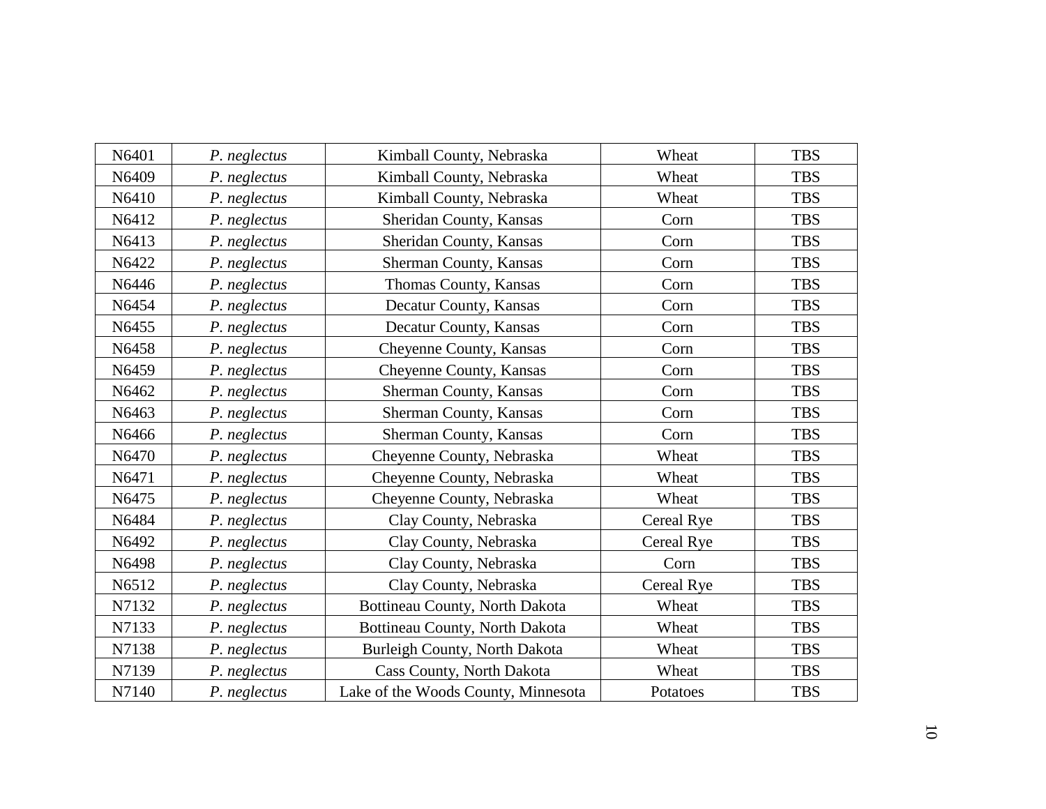| N6401 | *P. neglectus* | Kimball County, Nebraska | Wheat | TBS |
|---|---|---|---|---|
| N6409 | *P. neglectus* | Kimball County, Nebraska | Wheat | TBS |
| N6410 | *P. neglectus* | Kimball County, Nebraska | Wheat | TBS |
| N6412 | *P. neglectus* | Sheridan County, Kansas | Corn | TBS |
| N6413 | *P. neglectus* | Sheridan County, Kansas | Corn | TBS |
| N6422 | *P. neglectus* | Sherman County, Kansas | Corn | TBS |
| N6446 | *P. neglectus* | Thomas County, Kansas | Corn | TBS |
| N6454 | *P. neglectus* | Decatur County, Kansas | Corn | TBS |
| N6455 | *P. neglectus* | Decatur County, Kansas | Corn | TBS |
| N6458 | *P. neglectus* | Cheyenne County, Kansas | Corn | TBS |
| N6459 | *P. neglectus* | Cheyenne County, Kansas | Corn | TBS |
| N6462 | *P. neglectus* | Sherman County, Kansas | Corn | TBS |
| N6463 | *P. neglectus* | Sherman County, Kansas | Corn | TBS |
| N6466 | *P. neglectus* | Sherman County, Kansas | Corn | TBS |
| N6470 | *P. neglectus* | Cheyenne County, Nebraska | Wheat | TBS |
| N6471 | *P. neglectus* | Cheyenne County, Nebraska | Wheat | TBS |
| N6475 | *P. neglectus* | Cheyenne County, Nebraska | Wheat | TBS |
| N6484 | *P. neglectus* | Clay County, Nebraska | Cereal Rye | TBS |
| N6492 | *P. neglectus* | Clay County, Nebraska | Cereal Rye | TBS |
| N6498 | *P. neglectus* | Clay County, Nebraska | Corn | TBS |
| N6512 | *P. neglectus* | Clay County, Nebraska | Cereal Rye | TBS |
| N7132 | *P. neglectus* | Bottineau County, North Dakota | Wheat | TBS |
| N7133 | *P. neglectus* | Bottineau County, North Dakota | Wheat | TBS |
| N7138 | *P. neglectus* | Burleigh County, North Dakota | Wheat | TBS |
| N7139 | *P. neglectus* | Cass County, North Dakota | Wheat | TBS |
| N7140 | *P. neglectus* | Lake of the Woods County, Minnesota | Potatoes | TBS |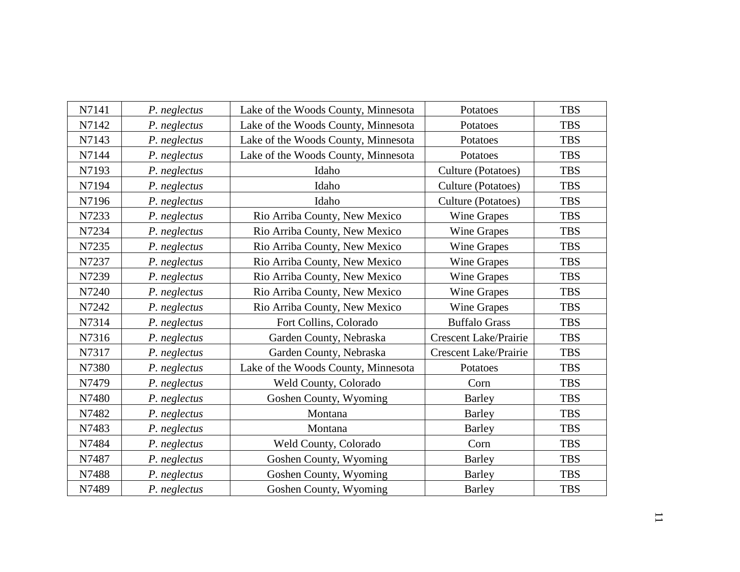| | | | | |
|---|---|---|---|---|
| N7141 | *P. neglectus* | Lake of the Woods County, Minnesota | Potatoes | TBS |
| N7142 | *P. neglectus* | Lake of the Woods County, Minnesota | Potatoes | TBS |
| N7143 | *P. neglectus* | Lake of the Woods County, Minnesota | Potatoes | TBS |
| N7144 | *P. neglectus* | Lake of the Woods County, Minnesota | Potatoes | TBS |
| N7193 | *P. neglectus* | Idaho | Culture (Potatoes) | TBS |
| N7194 | *P. neglectus* | Idaho | Culture (Potatoes) | TBS |
| N7196 | *P. neglectus* | Idaho | Culture (Potatoes) | TBS |
| N7233 | *P. neglectus* | Rio Arriba County, New Mexico | Wine Grapes | TBS |
| N7234 | *P. neglectus* | Rio Arriba County, New Mexico | Wine Grapes | TBS |
| N7235 | *P. neglectus* | Rio Arriba County, New Mexico | Wine Grapes | TBS |
| N7237 | *P. neglectus* | Rio Arriba County, New Mexico | Wine Grapes | TBS |
| N7239 | *P. neglectus* | Rio Arriba County, New Mexico | Wine Grapes | TBS |
| N7240 | *P. neglectus* | Rio Arriba County, New Mexico | Wine Grapes | TBS |
| N7242 | *P. neglectus* | Rio Arriba County, New Mexico | Wine Grapes | TBS |
| N7314 | *P. neglectus* | Fort Collins, Colorado | Buffalo Grass | TBS |
| N7316 | *P. neglectus* | Garden County, Nebraska | Crescent Lake/Prairie | TBS |
| N7317 | *P. neglectus* | Garden County, Nebraska | Crescent Lake/Prairie | TBS |
| N7380 | *P. neglectus* | Lake of the Woods County, Minnesota | Potatoes | TBS |
| N7479 | *P. neglectus* | Weld County, Colorado | Corn | TBS |
| N7480 | *P. neglectus* | Goshen County, Wyoming | Barley | TBS |
| N7482 | *P. neglectus* | Montana | Barley | TBS |
| N7483 | *P. neglectus* | Montana | Barley | TBS |
| N7484 | *P. neglectus* | Weld County, Colorado | Corn | TBS |
| N7487 | *P. neglectus* | Goshen County, Wyoming | Barley | TBS |
| N7488 | *P. neglectus* | Goshen County, Wyoming | Barley | TBS |
| N7489 | *P. neglectus* | Goshen County, Wyoming | Barley | TBS |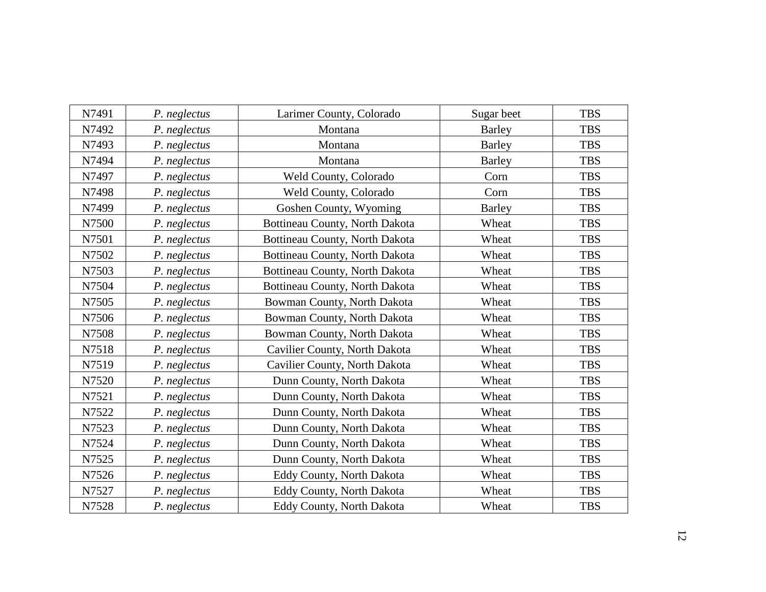| N7491 | *P. neglectus* | Larimer County, Colorado | Sugar beet | TBS |
|---|---|---|---|---|
| N7492 | *P. neglectus* | Montana | Barley | TBS |
| N7493 | *P. neglectus* | Montana | Barley | TBS |
| N7494 | *P. neglectus* | Montana | Barley | TBS |
| N7497 | *P. neglectus* | Weld County, Colorado | Corn | TBS |
| N7498 | *P. neglectus* | Weld County, Colorado | Corn | TBS |
| N7499 | *P. neglectus* | Goshen County, Wyoming | Barley | TBS |
| N7500 | *P. neglectus* | Bottineau County, North Dakota | Wheat | TBS |
| N7501 | *P. neglectus* | Bottineau County, North Dakota | Wheat | TBS |
| N7502 | *P. neglectus* | Bottineau County, North Dakota | Wheat | TBS |
| N7503 | *P. neglectus* | Bottineau County, North Dakota | Wheat | TBS |
| N7504 | *P. neglectus* | Bottineau County, North Dakota | Wheat | TBS |
| N7505 | *P. neglectus* | Bowman County, North Dakota | Wheat | TBS |
| N7506 | *P. neglectus* | Bowman County, North Dakota | Wheat | TBS |
| N7508 | *P. neglectus* | Bowman County, North Dakota | Wheat | TBS |
| N7518 | *P. neglectus* | Cavilier County, North Dakota | Wheat | TBS |
| N7519 | *P. neglectus* | Cavilier County, North Dakota | Wheat | TBS |
| N7520 | *P. neglectus* | Dunn County, North Dakota | Wheat | TBS |
| N7521 | *P. neglectus* | Dunn County, North Dakota | Wheat | TBS |
| N7522 | *P. neglectus* | Dunn County, North Dakota | Wheat | TBS |
| N7523 | *P. neglectus* | Dunn County, North Dakota | Wheat | TBS |
| N7524 | *P. neglectus* | Dunn County, North Dakota | Wheat | TBS |
| N7525 | *P. neglectus* | Dunn County, North Dakota | Wheat | TBS |
| N7526 | *P. neglectus* | Eddy County, North Dakota | Wheat | TBS |
| N7527 | *P. neglectus* | Eddy County, North Dakota | Wheat | TBS |
| N7528 | *P. neglectus* | Eddy County, North Dakota | Wheat | TBS |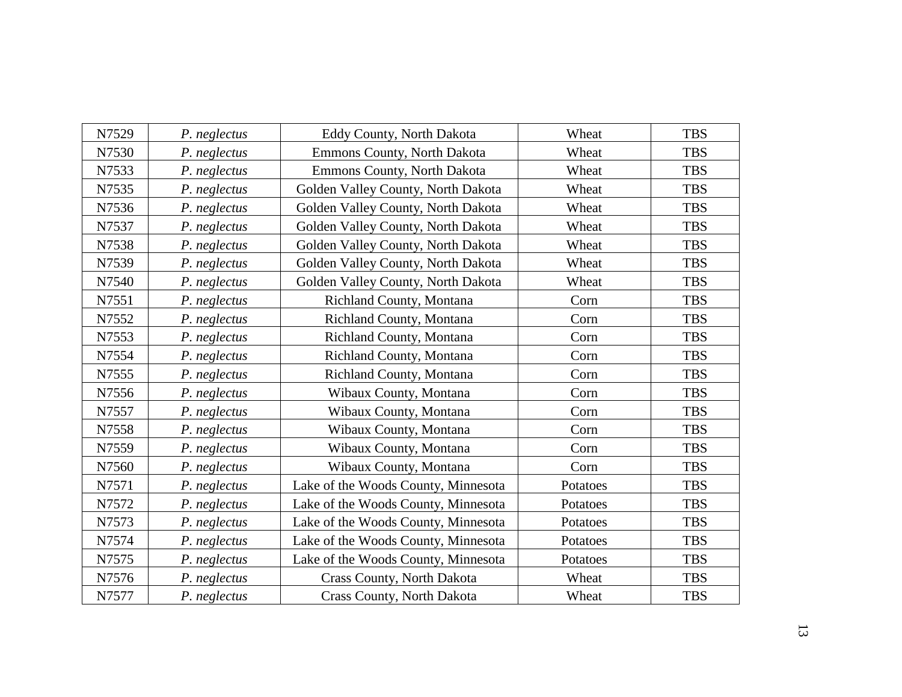| N7529 | *P. neglectus* | Eddy County, North Dakota | Wheat | TBS |
|---|---|---|---|---|
| N7530 | *P. neglectus* | Emmons County, North Dakota | Wheat | TBS |
| N7533 | *P. neglectus* | Emmons County, North Dakota | Wheat | TBS |
| N7535 | *P. neglectus* | Golden Valley County, North Dakota | Wheat | TBS |
| N7536 | *P. neglectus* | Golden Valley County, North Dakota | Wheat | TBS |
| N7537 | *P. neglectus* | Golden Valley County, North Dakota | Wheat | TBS |
| N7538 | *P. neglectus* | Golden Valley County, North Dakota | Wheat | TBS |
| N7539 | *P. neglectus* | Golden Valley County, North Dakota | Wheat | TBS |
| N7540 | *P. neglectus* | Golden Valley County, North Dakota | Wheat | TBS |
| N7551 | *P. neglectus* | Richland County, Montana | Corn | TBS |
| N7552 | *P. neglectus* | Richland County, Montana | Corn | TBS |
| N7553 | *P. neglectus* | Richland County, Montana | Corn | TBS |
| N7554 | *P. neglectus* | Richland County, Montana | Corn | TBS |
| N7555 | *P. neglectus* | Richland County, Montana | Corn | TBS |
| N7556 | *P. neglectus* | Wibaux County, Montana | Corn | TBS |
| N7557 | *P. neglectus* | Wibaux County, Montana | Corn | TBS |
| N7558 | *P. neglectus* | Wibaux County, Montana | Corn | TBS |
| N7559 | *P. neglectus* | Wibaux County, Montana | Corn | TBS |
| N7560 | *P. neglectus* | Wibaux County, Montana | Corn | TBS |
| N7571 | *P. neglectus* | Lake of the Woods County, Minnesota | Potatoes | TBS |
| N7572 | *P. neglectus* | Lake of the Woods County, Minnesota | Potatoes | TBS |
| N7573 | *P. neglectus* | Lake of the Woods County, Minnesota | Potatoes | TBS |
| N7574 | *P. neglectus* | Lake of the Woods County, Minnesota | Potatoes | TBS |
| N7575 | *P. neglectus* | Lake of the Woods County, Minnesota | Potatoes | TBS |
| N7576 | *P. neglectus* | Crass County, North Dakota | Wheat | TBS |
| N7577 | *P. neglectus* | Crass County, North Dakota | Wheat | TBS |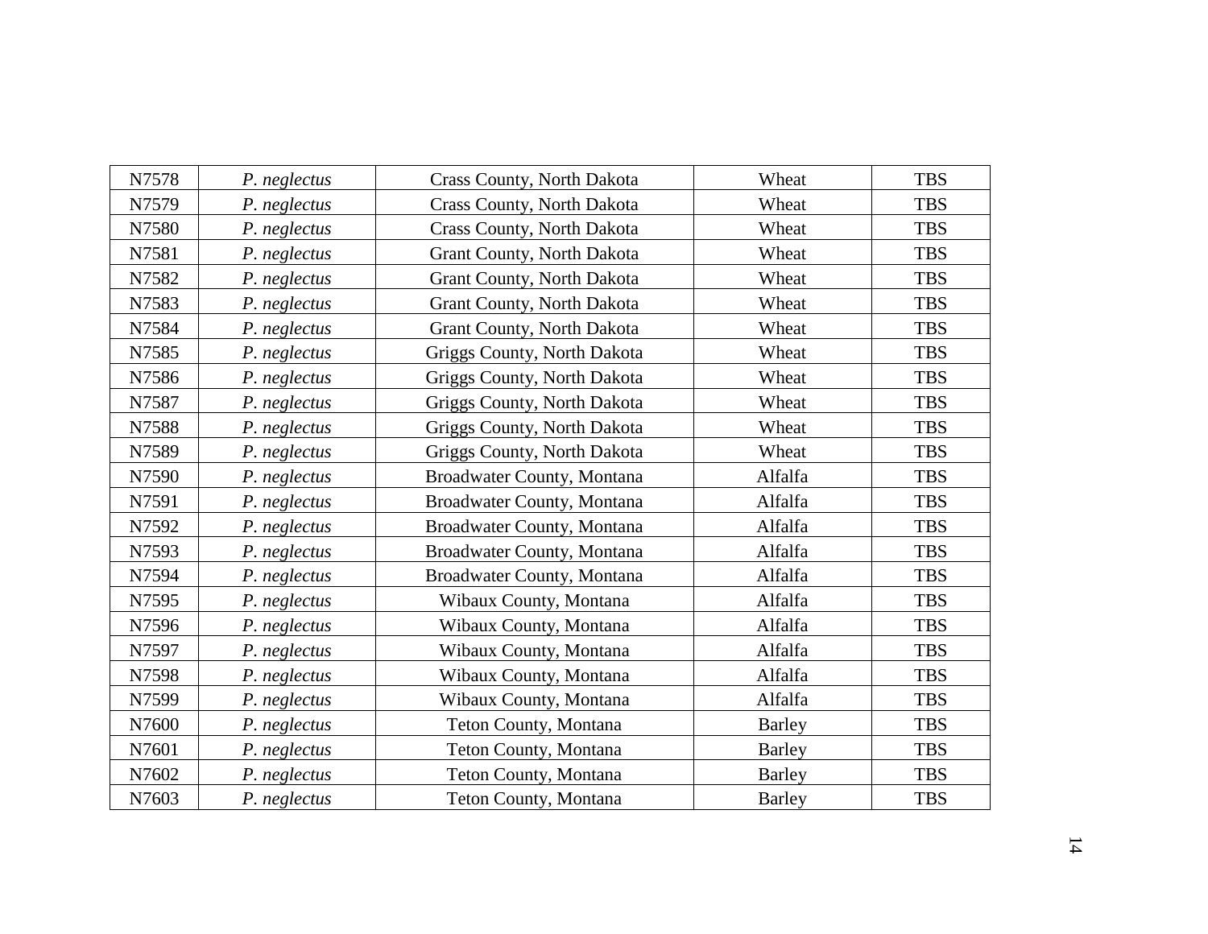| N7578 | *P. neglectus* | Crass County, North Dakota | Wheat | TBS |
|---|---|---|---|---|
| N7579 | *P. neglectus* | Crass County, North Dakota | Wheat | TBS |
| N7580 | *P. neglectus* | Crass County, North Dakota | Wheat | TBS |
| N7581 | *P. neglectus* | Grant County, North Dakota | Wheat | TBS |
| N7582 | *P. neglectus* | Grant County, North Dakota | Wheat | TBS |
| N7583 | *P. neglectus* | Grant County, North Dakota | Wheat | TBS |
| N7584 | *P. neglectus* | Grant County, North Dakota | Wheat | TBS |
| N7585 | *P. neglectus* | Griggs County, North Dakota | Wheat | TBS |
| N7586 | *P. neglectus* | Griggs County, North Dakota | Wheat | TBS |
| N7587 | *P. neglectus* | Griggs County, North Dakota | Wheat | TBS |
| N7588 | *P. neglectus* | Griggs County, North Dakota | Wheat | TBS |
| N7589 | *P. neglectus* | Griggs County, North Dakota | Wheat | TBS |
| N7590 | *P. neglectus* | Broadwater County, Montana | Alfalfa | TBS |
| N7591 | *P. neglectus* | Broadwater County, Montana | Alfalfa | TBS |
| N7592 | *P. neglectus* | Broadwater County, Montana | Alfalfa | TBS |
| N7593 | *P. neglectus* | Broadwater County, Montana | Alfalfa | TBS |
| N7594 | *P. neglectus* | Broadwater County, Montana | Alfalfa | TBS |
| N7595 | *P. neglectus* | Wibaux County, Montana | Alfalfa | TBS |
| N7596 | *P. neglectus* | Wibaux County, Montana | Alfalfa | TBS |
| N7597 | *P. neglectus* | Wibaux County, Montana | Alfalfa | TBS |
| N7598 | *P. neglectus* | Wibaux County, Montana | Alfalfa | TBS |
| N7599 | *P. neglectus* | Wibaux County, Montana | Alfalfa | TBS |
| N7600 | *P. neglectus* | Teton County, Montana | Barley | TBS |
| N7601 | *P. neglectus* | Teton County, Montana | Barley | TBS |
| N7602 | *P. neglectus* | Teton County, Montana | Barley | TBS |
| N7603 | *P. neglectus* | Teton County, Montana | Barley | TBS |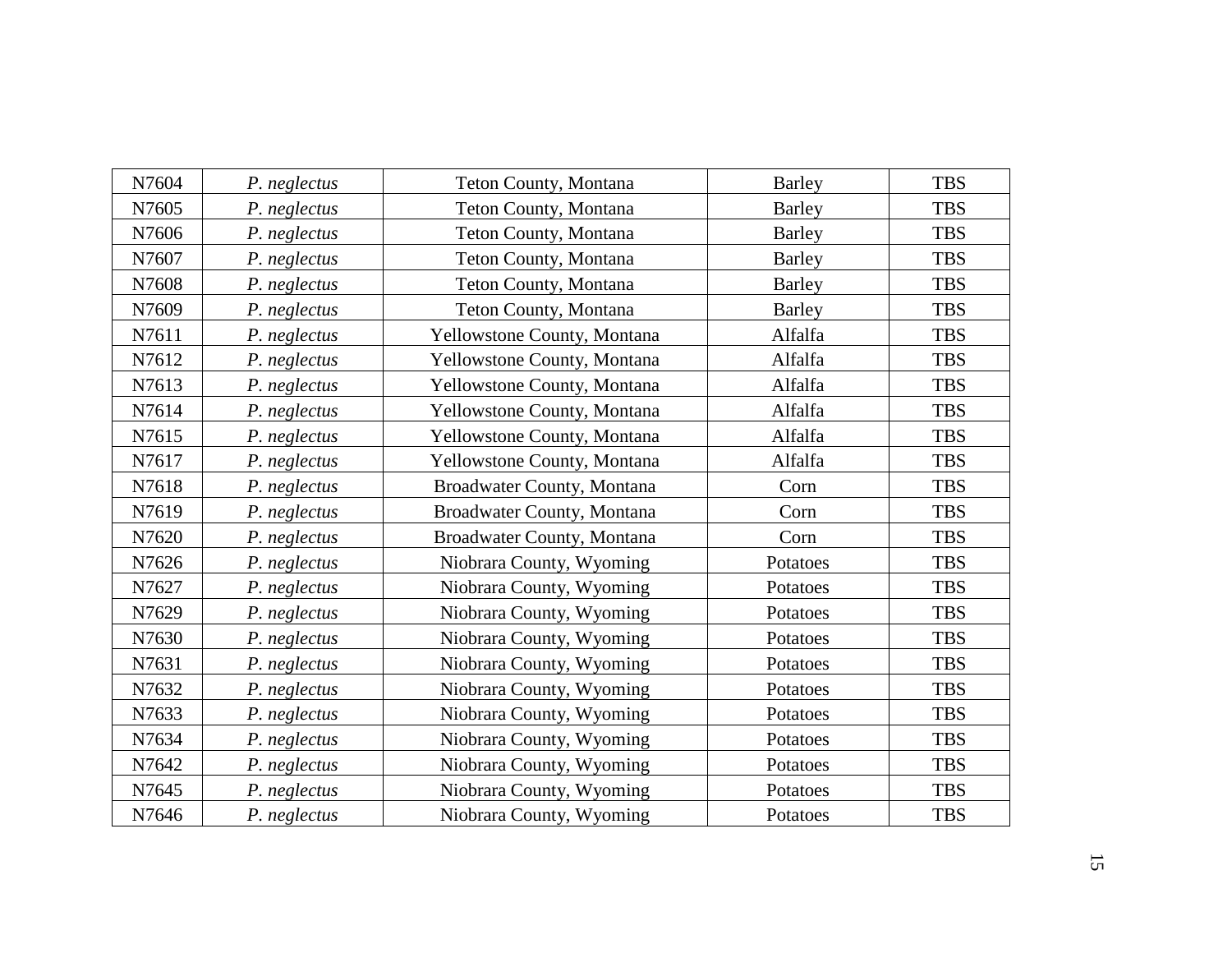| | | | | |
|---|---|---|---|---|
| N7604 | *P. neglectus* | Teton County, Montana | Barley | TBS |
| N7605 | *P. neglectus* | Teton County, Montana | Barley | TBS |
| N7606 | *P. neglectus* | Teton County, Montana | Barley | TBS |
| N7607 | *P. neglectus* | Teton County, Montana | Barley | TBS |
| N7608 | *P. neglectus* | Teton County, Montana | Barley | TBS |
| N7609 | *P. neglectus* | Teton County, Montana | Barley | TBS |
| N7611 | *P. neglectus* | Yellowstone County, Montana | Alfalfa | TBS |
| N7612 | *P. neglectus* | Yellowstone County, Montana | Alfalfa | TBS |
| N7613 | *P. neglectus* | Yellowstone County, Montana | Alfalfa | TBS |
| N7614 | *P. neglectus* | Yellowstone County, Montana | Alfalfa | TBS |
| N7615 | *P. neglectus* | Yellowstone County, Montana | Alfalfa | TBS |
| N7617 | *P. neglectus* | Yellowstone County, Montana | Alfalfa | TBS |
| N7618 | *P. neglectus* | Broadwater County, Montana | Corn | TBS |
| N7619 | *P. neglectus* | Broadwater County, Montana | Corn | TBS |
| N7620 | *P. neglectus* | Broadwater County, Montana | Corn | TBS |
| N7626 | *P. neglectus* | Niobrara County, Wyoming | Potatoes | TBS |
| N7627 | *P. neglectus* | Niobrara County, Wyoming | Potatoes | TBS |
| N7629 | *P. neglectus* | Niobrara County, Wyoming | Potatoes | TBS |
| N7630 | *P. neglectus* | Niobrara County, Wyoming | Potatoes | TBS |
| N7631 | *P. neglectus* | Niobrara County, Wyoming | Potatoes | TBS |
| N7632 | *P. neglectus* | Niobrara County, Wyoming | Potatoes | TBS |
| N7633 | *P. neglectus* | Niobrara County, Wyoming | Potatoes | TBS |
| N7634 | *P. neglectus* | Niobrara County, Wyoming | Potatoes | TBS |
| N7642 | *P. neglectus* | Niobrara County, Wyoming | Potatoes | TBS |
| N7645 | *P. neglectus* | Niobrara County, Wyoming | Potatoes | TBS |
| N7646 | *P. neglectus* | Niobrara County, Wyoming | Potatoes | TBS |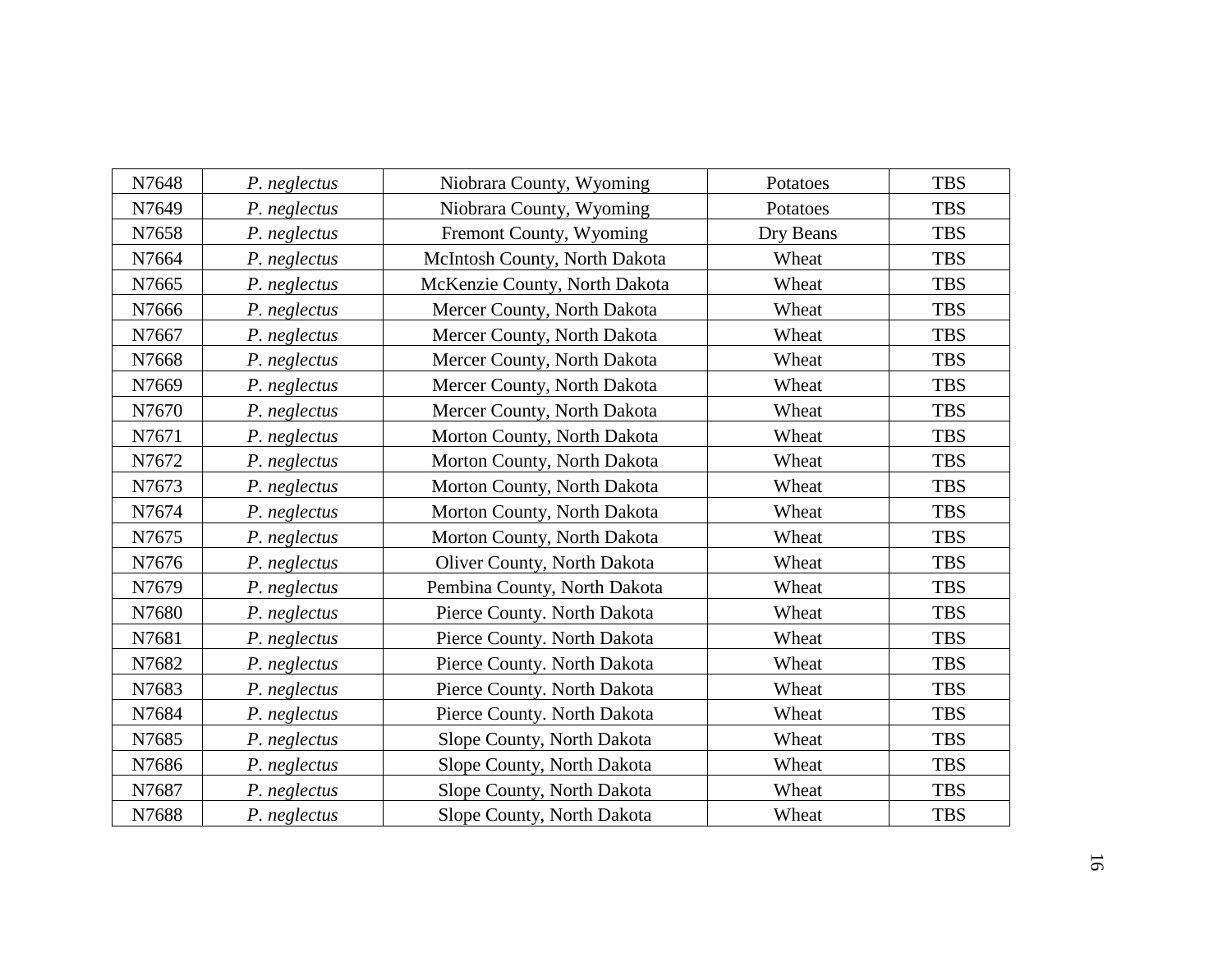| N7648 | *P. neglectus* | Niobrara County, Wyoming | Potatoes | TBS |
|---|---|---|---|---|
| N7649 | *P. neglectus* | Niobrara County, Wyoming | Potatoes | TBS |
| N7658 | *P. neglectus* | Fremont County, Wyoming | Dry Beans | TBS |
| N7664 | *P. neglectus* | McIntosh County, North Dakota | Wheat | TBS |
| N7665 | *P. neglectus* | McKenzie County, North Dakota | Wheat | TBS |
| N7666 | *P. neglectus* | Mercer County, North Dakota | Wheat | TBS |
| N7667 | *P. neglectus* | Mercer County, North Dakota | Wheat | TBS |
| N7668 | *P. neglectus* | Mercer County, North Dakota | Wheat | TBS |
| N7669 | *P. neglectus* | Mercer County, North Dakota | Wheat | TBS |
| N7670 | *P. neglectus* | Mercer County, North Dakota | Wheat | TBS |
| N7671 | *P. neglectus* | Morton County, North Dakota | Wheat | TBS |
| N7672 | *P. neglectus* | Morton County, North Dakota | Wheat | TBS |
| N7673 | *P. neglectus* | Morton County, North Dakota | Wheat | TBS |
| N7674 | *P. neglectus* | Morton County, North Dakota | Wheat | TBS |
| N7675 | *P. neglectus* | Morton County, North Dakota | Wheat | TBS |
| N7676 | *P. neglectus* | Oliver County, North Dakota | Wheat | TBS |
| N7679 | *P. neglectus* | Pembina County, North Dakota | Wheat | TBS |
| N7680 | *P. neglectus* | Pierce County. North Dakota | Wheat | TBS |
| N7681 | *P. neglectus* | Pierce County. North Dakota | Wheat | TBS |
| N7682 | *P. neglectus* | Pierce County. North Dakota | Wheat | TBS |
| N7683 | *P. neglectus* | Pierce County. North Dakota | Wheat | TBS |
| N7684 | *P. neglectus* | Pierce County. North Dakota | Wheat | TBS |
| N7685 | *P. neglectus* | Slope County, North Dakota | Wheat | TBS |
| N7686 | *P. neglectus* | Slope County, North Dakota | Wheat | TBS |
| N7687 | *P. neglectus* | Slope County, North Dakota | Wheat | TBS |
| N7688 | *P. neglectus* | Slope County, North Dakota | Wheat | TBS |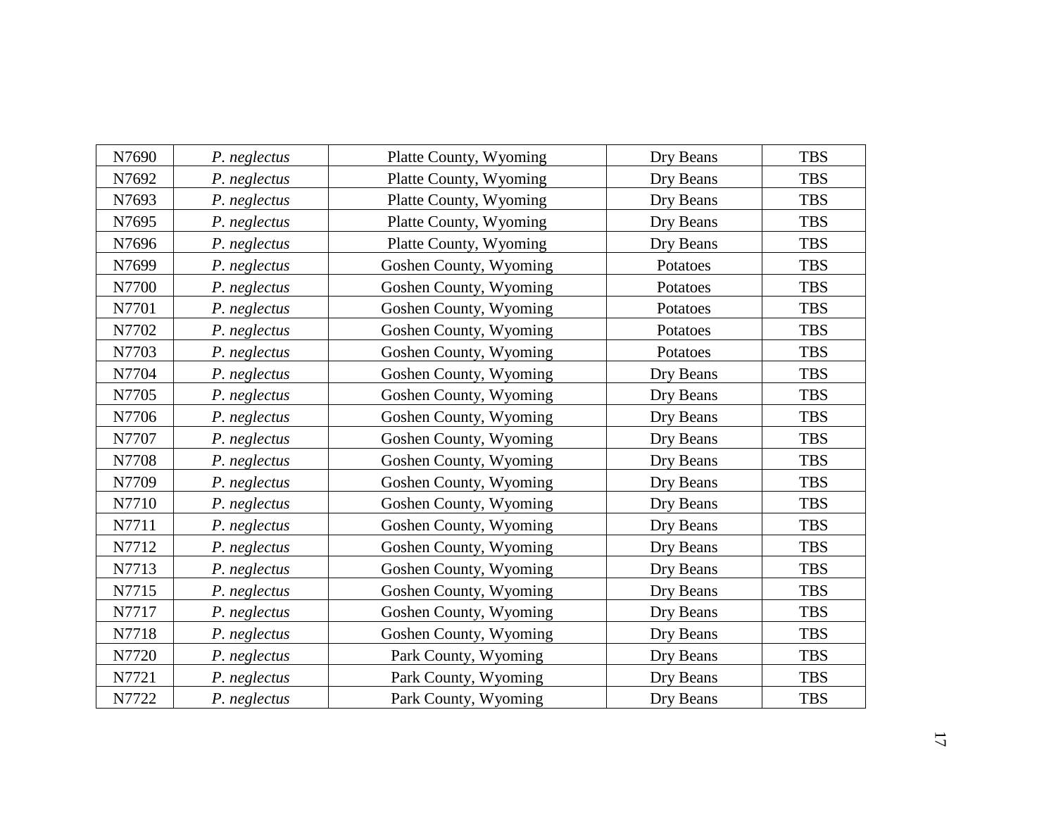| | | | | |
|---|---|---|---|---|
| N7690 | *P. neglectus* | Platte County, Wyoming | Dry Beans | TBS |
| N7692 | *P. neglectus* | Platte County, Wyoming | Dry Beans | TBS |
| N7693 | *P. neglectus* | Platte County, Wyoming | Dry Beans | TBS |
| N7695 | *P. neglectus* | Platte County, Wyoming | Dry Beans | TBS |
| N7696 | *P. neglectus* | Platte County, Wyoming | Dry Beans | TBS |
| N7699 | *P. neglectus* | Goshen County, Wyoming | Potatoes | TBS |
| N7700 | *P. neglectus* | Goshen County, Wyoming | Potatoes | TBS |
| N7701 | *P. neglectus* | Goshen County, Wyoming | Potatoes | TBS |
| N7702 | *P. neglectus* | Goshen County, Wyoming | Potatoes | TBS |
| N7703 | *P. neglectus* | Goshen County, Wyoming | Potatoes | TBS |
| N7704 | *P. neglectus* | Goshen County, Wyoming | Dry Beans | TBS |
| N7705 | *P. neglectus* | Goshen County, Wyoming | Dry Beans | TBS |
| N7706 | *P. neglectus* | Goshen County, Wyoming | Dry Beans | TBS |
| N7707 | *P. neglectus* | Goshen County, Wyoming | Dry Beans | TBS |
| N7708 | *P. neglectus* | Goshen County, Wyoming | Dry Beans | TBS |
| N7709 | *P. neglectus* | Goshen County, Wyoming | Dry Beans | TBS |
| N7710 | *P. neglectus* | Goshen County, Wyoming | Dry Beans | TBS |
| N7711 | *P. neglectus* | Goshen County, Wyoming | Dry Beans | TBS |
| N7712 | *P. neglectus* | Goshen County, Wyoming | Dry Beans | TBS |
| N7713 | *P. neglectus* | Goshen County, Wyoming | Dry Beans | TBS |
| N7715 | *P. neglectus* | Goshen County, Wyoming | Dry Beans | TBS |
| N7717 | *P. neglectus* | Goshen County, Wyoming | Dry Beans | TBS |
| N7718 | *P. neglectus* | Goshen County, Wyoming | Dry Beans | TBS |
| N7720 | *P. neglectus* | Park County, Wyoming | Dry Beans | TBS |
| N7721 | *P. neglectus* | Park County, Wyoming | Dry Beans | TBS |
| N7722 | *P. neglectus* | Park County, Wyoming | Dry Beans | TBS |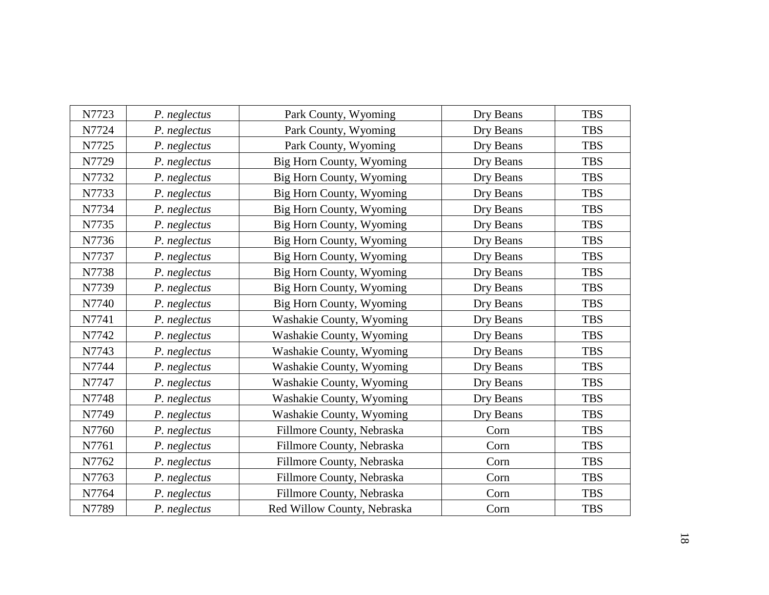| | | | | |
|---|---|---|---|---|
| N7723 | *P. neglectus* | Park County, Wyoming | Dry Beans | TBS |
| N7724 | *P. neglectus* | Park County, Wyoming | Dry Beans | TBS |
| N7725 | *P. neglectus* | Park County, Wyoming | Dry Beans | TBS |
| N7729 | *P. neglectus* | Big Horn County, Wyoming | Dry Beans | TBS |
| N7732 | *P. neglectus* | Big Horn County, Wyoming | Dry Beans | TBS |
| N7733 | *P. neglectus* | Big Horn County, Wyoming | Dry Beans | TBS |
| N7734 | *P. neglectus* | Big Horn County, Wyoming | Dry Beans | TBS |
| N7735 | *P. neglectus* | Big Horn County, Wyoming | Dry Beans | TBS |
| N7736 | *P. neglectus* | Big Horn County, Wyoming | Dry Beans | TBS |
| N7737 | *P. neglectus* | Big Horn County, Wyoming | Dry Beans | TBS |
| N7738 | *P. neglectus* | Big Horn County, Wyoming | Dry Beans | TBS |
| N7739 | *P. neglectus* | Big Horn County, Wyoming | Dry Beans | TBS |
| N7740 | *P. neglectus* | Big Horn County, Wyoming | Dry Beans | TBS |
| N7741 | *P. neglectus* | Washakie County, Wyoming | Dry Beans | TBS |
| N7742 | *P. neglectus* | Washakie County, Wyoming | Dry Beans | TBS |
| N7743 | *P. neglectus* | Washakie County, Wyoming | Dry Beans | TBS |
| N7744 | *P. neglectus* | Washakie County, Wyoming | Dry Beans | TBS |
| N7747 | *P. neglectus* | Washakie County, Wyoming | Dry Beans | TBS |
| N7748 | *P. neglectus* | Washakie County, Wyoming | Dry Beans | TBS |
| N7749 | *P. neglectus* | Washakie County, Wyoming | Dry Beans | TBS |
| N7760 | *P. neglectus* | Fillmore County, Nebraska | Corn | TBS |
| N7761 | *P. neglectus* | Fillmore County, Nebraska | Corn | TBS |
| N7762 | *P. neglectus* | Fillmore County, Nebraska | Corn | TBS |
| N7763 | *P. neglectus* | Fillmore County, Nebraska | Corn | TBS |
| N7764 | *P. neglectus* | Fillmore County, Nebraska | Corn | TBS |
| N7789 | *P. neglectus* | Red Willow County, Nebraska | Corn | TBS |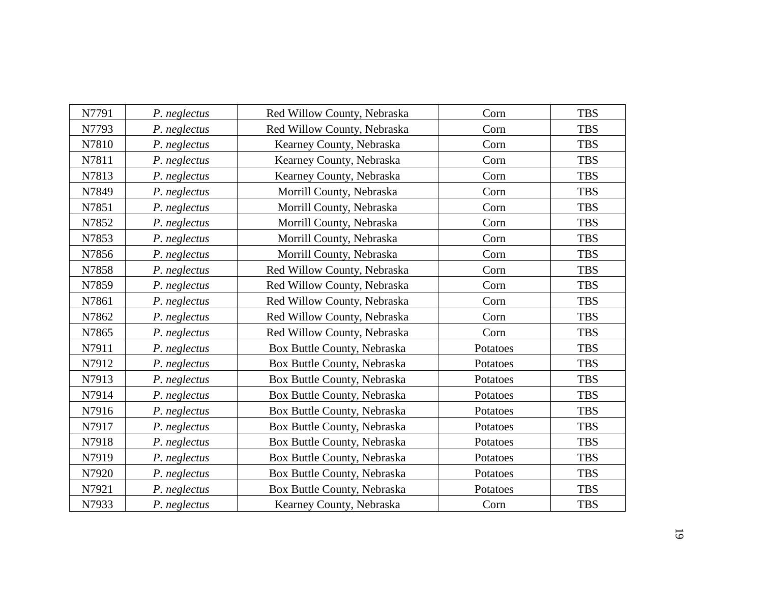| N7791 | *P. neglectus* | Red Willow County, Nebraska | Corn | TBS |
|---|---|---|---|---|
| N7793 | *P. neglectus* | Red Willow County, Nebraska | Corn | TBS |
| N7810 | *P. neglectus* | Kearney County, Nebraska | Corn | TBS |
| N7811 | *P. neglectus* | Kearney County, Nebraska | Corn | TBS |
| N7813 | *P. neglectus* | Kearney County, Nebraska | Corn | TBS |
| N7849 | *P. neglectus* | Morrill County, Nebraska | Corn | TBS |
| N7851 | *P. neglectus* | Morrill County, Nebraska | Corn | TBS |
| N7852 | *P. neglectus* | Morrill County, Nebraska | Corn | TBS |
| N7853 | *P. neglectus* | Morrill County, Nebraska | Corn | TBS |
| N7856 | *P. neglectus* | Morrill County, Nebraska | Corn | TBS |
| N7858 | *P. neglectus* | Red Willow County, Nebraska | Corn | TBS |
| N7859 | *P. neglectus* | Red Willow County, Nebraska | Corn | TBS |
| N7861 | *P. neglectus* | Red Willow County, Nebraska | Corn | TBS |
| N7862 | *P. neglectus* | Red Willow County, Nebraska | Corn | TBS |
| N7865 | *P. neglectus* | Red Willow County, Nebraska | Corn | TBS |
| N7911 | *P. neglectus* | Box Buttle County, Nebraska | Potatoes | TBS |
| N7912 | *P. neglectus* | Box Buttle County, Nebraska | Potatoes | TBS |
| N7913 | *P. neglectus* | Box Buttle County, Nebraska | Potatoes | TBS |
| N7914 | *P. neglectus* | Box Buttle County, Nebraska | Potatoes | TBS |
| N7916 | *P. neglectus* | Box Buttle County, Nebraska | Potatoes | TBS |
| N7917 | *P. neglectus* | Box Buttle County, Nebraska | Potatoes | TBS |
| N7918 | *P. neglectus* | Box Buttle County, Nebraska | Potatoes | TBS |
| N7919 | *P. neglectus* | Box Buttle County, Nebraska | Potatoes | TBS |
| N7920 | *P. neglectus* | Box Buttle County, Nebraska | Potatoes | TBS |
| N7921 | *P. neglectus* | Box Buttle County, Nebraska | Potatoes | TBS |
| N7933 | *P. neglectus* | Kearney County, Nebraska | Corn | TBS |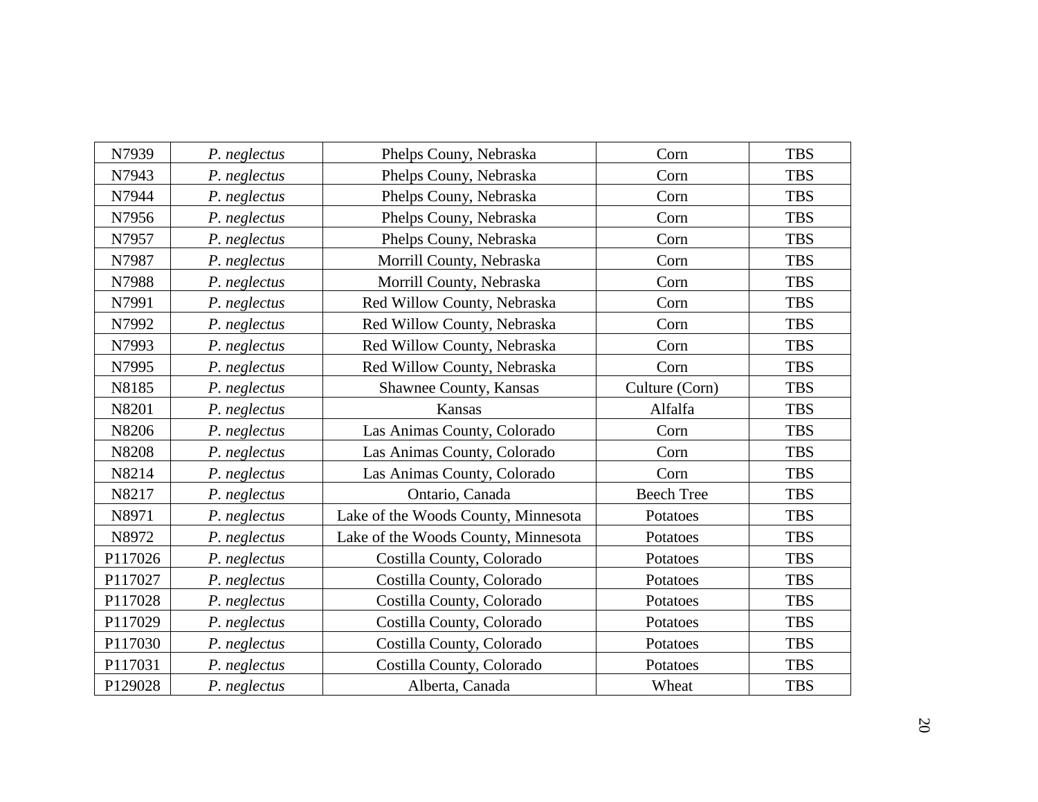| | | | | |
|---|---|---|---|---|
| N7939 | *P. neglectus* | Phelps Couny, Nebraska | Corn | TBS |
| N7943 | *P. neglectus* | Phelps Couny, Nebraska | Corn | TBS |
| N7944 | *P. neglectus* | Phelps Couny, Nebraska | Corn | TBS |
| N7956 | *P. neglectus* | Phelps Couny, Nebraska | Corn | TBS |
| N7957 | *P. neglectus* | Phelps Couny, Nebraska | Corn | TBS |
| N7987 | *P. neglectus* | Morrill County, Nebraska | Corn | TBS |
| N7988 | *P. neglectus* | Morrill County, Nebraska | Corn | TBS |
| N7991 | *P. neglectus* | Red Willow County, Nebraska | Corn | TBS |
| N7992 | *P. neglectus* | Red Willow County, Nebraska | Corn | TBS |
| N7993 | *P. neglectus* | Red Willow County, Nebraska | Corn | TBS |
| N7995 | *P. neglectus* | Red Willow County, Nebraska | Corn | TBS |
| N8185 | *P. neglectus* | Shawnee County, Kansas | Culture (Corn) | TBS |
| N8201 | *P. neglectus* | Kansas | Alfalfa | TBS |
| N8206 | *P. neglectus* | Las Animas County, Colorado | Corn | TBS |
| N8208 | *P. neglectus* | Las Animas County, Colorado | Corn | TBS |
| N8214 | *P. neglectus* | Las Animas County, Colorado | Corn | TBS |
| N8217 | *P. neglectus* | Ontario, Canada | Beech Tree | TBS |
| N8971 | *P. neglectus* | Lake of the Woods County, Minnesota | Potatoes | TBS |
| N8972 | *P. neglectus* | Lake of the Woods County, Minnesota | Potatoes | TBS |
| P117026 | *P. neglectus* | Costilla County, Colorado | Potatoes | TBS |
| P117027 | *P. neglectus* | Costilla County, Colorado | Potatoes | TBS |
| P117028 | *P. neglectus* | Costilla County, Colorado | Potatoes | TBS |
| P117029 | *P. neglectus* | Costilla County, Colorado | Potatoes | TBS |
| P117030 | *P. neglectus* | Costilla County, Colorado | Potatoes | TBS |
| P117031 | *P. neglectus* | Costilla County, Colorado | Potatoes | TBS |
| P129028 | *P. neglectus* | Alberta, Canada | Wheat | TBS |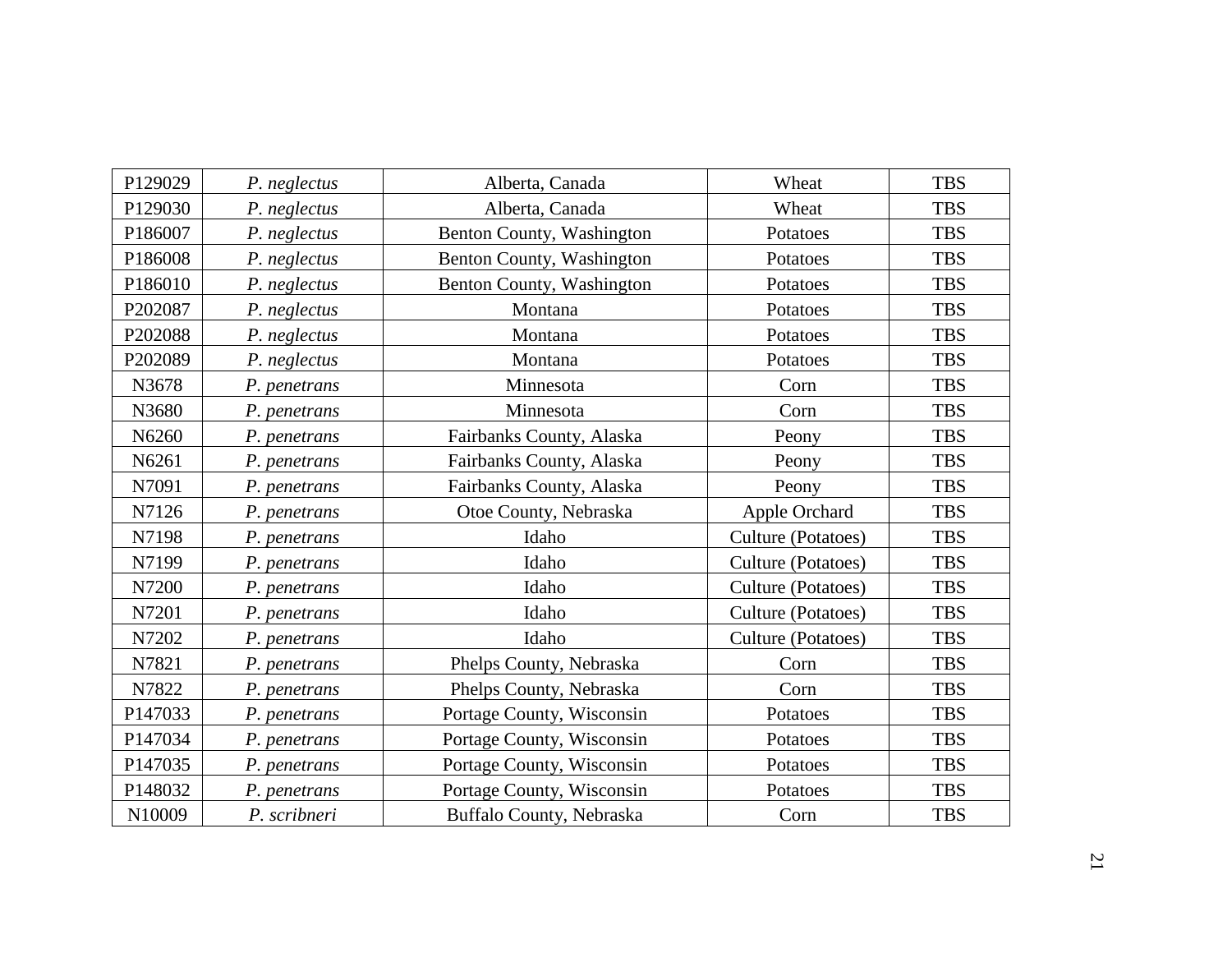| P129029 | *P. neglectus* | Alberta, Canada | Wheat | TBS |
|---|---|---|---|---|
| P129030 | *P. neglectus* | Alberta, Canada | Wheat | TBS |
| P186007 | *P. neglectus* | Benton County, Washington | Potatoes | TBS |
| P186008 | *P. neglectus* | Benton County, Washington | Potatoes | TBS |
| P186010 | *P. neglectus* | Benton County, Washington | Potatoes | TBS |
| P202087 | *P. neglectus* | Montana | Potatoes | TBS |
| P202088 | *P. neglectus* | Montana | Potatoes | TBS |
| P202089 | *P. neglectus* | Montana | Potatoes | TBS |
| N3678 | *P. penetrans* | Minnesota | Corn | TBS |
| N3680 | *P. penetrans* | Minnesota | Corn | TBS |
| N6260 | *P. penetrans* | Fairbanks County, Alaska | Peony | TBS |
| N6261 | *P. penetrans* | Fairbanks County, Alaska | Peony | TBS |
| N7091 | *P. penetrans* | Fairbanks County, Alaska | Peony | TBS |
| N7126 | *P. penetrans* | Otoe County, Nebraska | Apple Orchard | TBS |
| N7198 | *P. penetrans* | Idaho | Culture (Potatoes) | TBS |
| N7199 | *P. penetrans* | Idaho | Culture (Potatoes) | TBS |
| N7200 | *P. penetrans* | Idaho | Culture (Potatoes) | TBS |
| N7201 | *P. penetrans* | Idaho | Culture (Potatoes) | TBS |
| N7202 | *P. penetrans* | Idaho | Culture (Potatoes) | TBS |
| N7821 | *P. penetrans* | Phelps County, Nebraska | Corn | TBS |
| N7822 | *P. penetrans* | Phelps County, Nebraska | Corn | TBS |
| P147033 | *P. penetrans* | Portage County, Wisconsin | Potatoes | TBS |
| P147034 | *P. penetrans* | Portage County, Wisconsin | Potatoes | TBS |
| P147035 | *P. penetrans* | Portage County, Wisconsin | Potatoes | TBS |
| P148032 | *P. penetrans* | Portage County, Wisconsin | Potatoes | TBS |
| N10009 | *P. scribneri* | Buffalo County, Nebraska | Corn | TBS |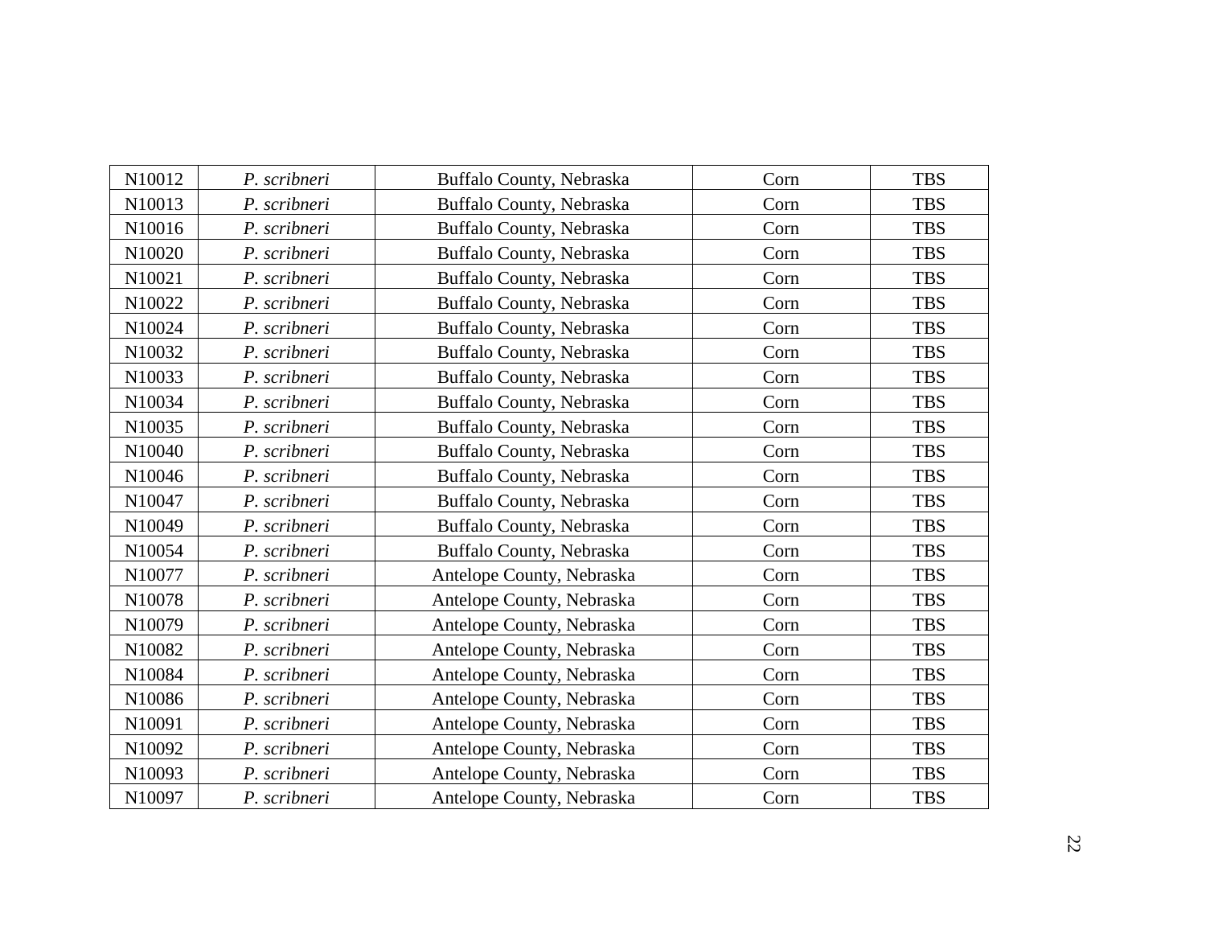| N10012 | *P. scribneri* | Buffalo County, Nebraska | Corn | TBS |
|---|---|---|---|---|
| N10013 | *P. scribneri* | Buffalo County, Nebraska | Corn | TBS |
| N10016 | *P. scribneri* | Buffalo County, Nebraska | Corn | TBS |
| N10020 | *P. scribneri* | Buffalo County, Nebraska | Corn | TBS |
| N10021 | *P. scribneri* | Buffalo County, Nebraska | Corn | TBS |
| N10022 | *P. scribneri* | Buffalo County, Nebraska | Corn | TBS |
| N10024 | *P. scribneri* | Buffalo County, Nebraska | Corn | TBS |
| N10032 | *P. scribneri* | Buffalo County, Nebraska | Corn | TBS |
| N10033 | *P. scribneri* | Buffalo County, Nebraska | Corn | TBS |
| N10034 | *P. scribneri* | Buffalo County, Nebraska | Corn | TBS |
| N10035 | *P. scribneri* | Buffalo County, Nebraska | Corn | TBS |
| N10040 | *P. scribneri* | Buffalo County, Nebraska | Corn | TBS |
| N10046 | *P. scribneri* | Buffalo County, Nebraska | Corn | TBS |
| N10047 | *P. scribneri* | Buffalo County, Nebraska | Corn | TBS |
| N10049 | *P. scribneri* | Buffalo County, Nebraska | Corn | TBS |
| N10054 | *P. scribneri* | Buffalo County, Nebraska | Corn | TBS |
| N10077 | *P. scribneri* | Antelope County, Nebraska | Corn | TBS |
| N10078 | *P. scribneri* | Antelope County, Nebraska | Corn | TBS |
| N10079 | *P. scribneri* | Antelope County, Nebraska | Corn | TBS |
| N10082 | *P. scribneri* | Antelope County, Nebraska | Corn | TBS |
| N10084 | *P. scribneri* | Antelope County, Nebraska | Corn | TBS |
| N10086 | *P. scribneri* | Antelope County, Nebraska | Corn | TBS |
| N10091 | *P. scribneri* | Antelope County, Nebraska | Corn | TBS |
| N10092 | *P. scribneri* | Antelope County, Nebraska | Corn | TBS |
| N10093 | *P. scribneri* | Antelope County, Nebraska | Corn | TBS |
| N10097 | *P. scribneri* | Antelope County, Nebraska | Corn | TBS |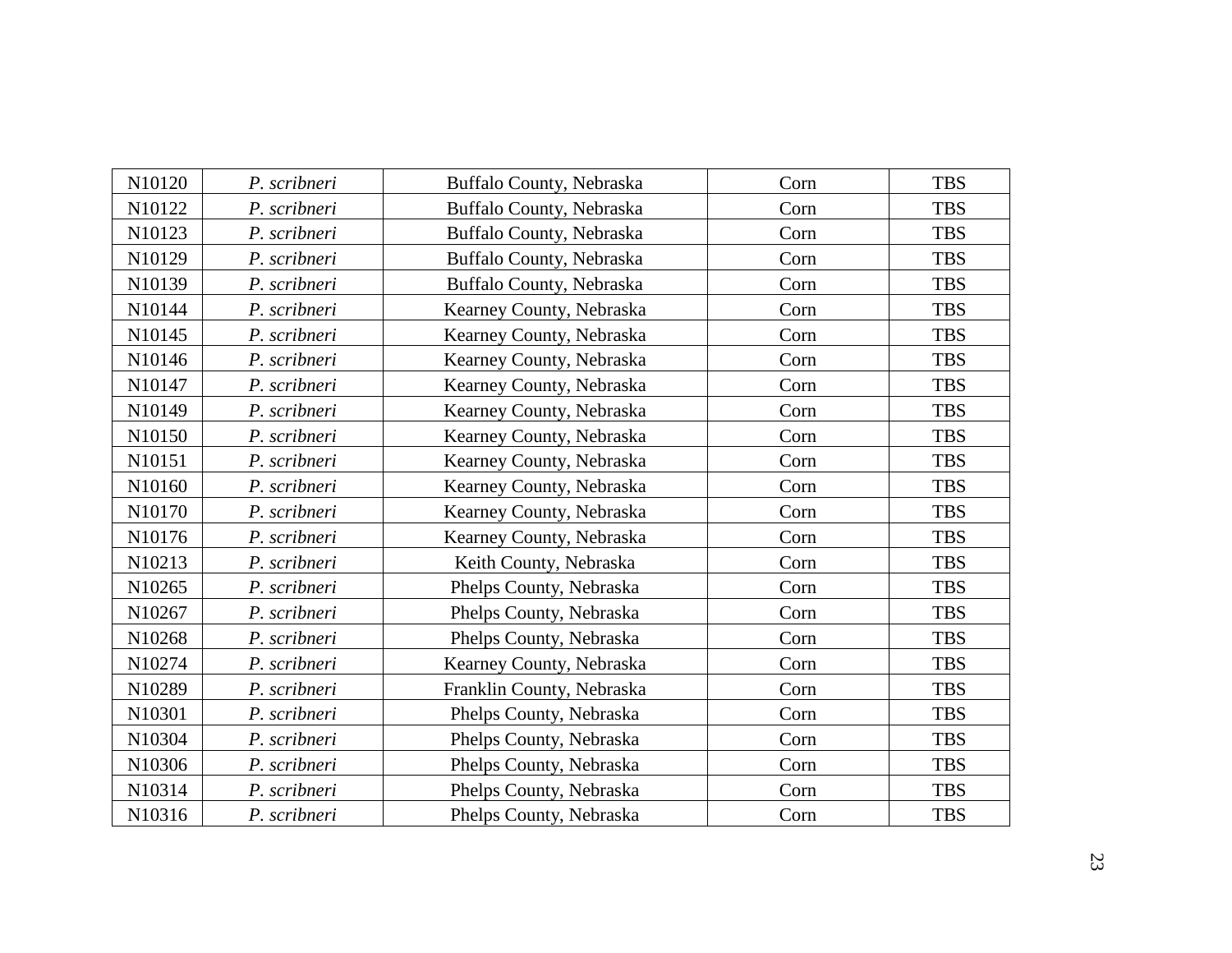| | | | | |
|---|---|---|---|---|
| N10120 | *P. scribneri* | Buffalo County, Nebraska | Corn | TBS |
| N10122 | *P. scribneri* | Buffalo County, Nebraska | Corn | TBS |
| N10123 | *P. scribneri* | Buffalo County, Nebraska | Corn | TBS |
| N10129 | *P. scribneri* | Buffalo County, Nebraska | Corn | TBS |
| N10139 | *P. scribneri* | Buffalo County, Nebraska | Corn | TBS |
| N10144 | *P. scribneri* | Kearney County, Nebraska | Corn | TBS |
| N10145 | *P. scribneri* | Kearney County, Nebraska | Corn | TBS |
| N10146 | *P. scribneri* | Kearney County, Nebraska | Corn | TBS |
| N10147 | *P. scribneri* | Kearney County, Nebraska | Corn | TBS |
| N10149 | *P. scribneri* | Kearney County, Nebraska | Corn | TBS |
| N10150 | *P. scribneri* | Kearney County, Nebraska | Corn | TBS |
| N10151 | *P. scribneri* | Kearney County, Nebraska | Corn | TBS |
| N10160 | *P. scribneri* | Kearney County, Nebraska | Corn | TBS |
| N10170 | *P. scribneri* | Kearney County, Nebraska | Corn | TBS |
| N10176 | *P. scribneri* | Kearney County, Nebraska | Corn | TBS |
| N10213 | *P. scribneri* | Keith County, Nebraska | Corn | TBS |
| N10265 | *P. scribneri* | Phelps County, Nebraska | Corn | TBS |
| N10267 | *P. scribneri* | Phelps County, Nebraska | Corn | TBS |
| N10268 | *P. scribneri* | Phelps County, Nebraska | Corn | TBS |
| N10274 | *P. scribneri* | Kearney County, Nebraska | Corn | TBS |
| N10289 | *P. scribneri* | Franklin County, Nebraska | Corn | TBS |
| N10301 | *P. scribneri* | Phelps County, Nebraska | Corn | TBS |
| N10304 | *P. scribneri* | Phelps County, Nebraska | Corn | TBS |
| N10306 | *P. scribneri* | Phelps County, Nebraska | Corn | TBS |
| N10314 | *P. scribneri* | Phelps County, Nebraska | Corn | TBS |
| N10316 | *P. scribneri* | Phelps County, Nebraska | Corn | TBS |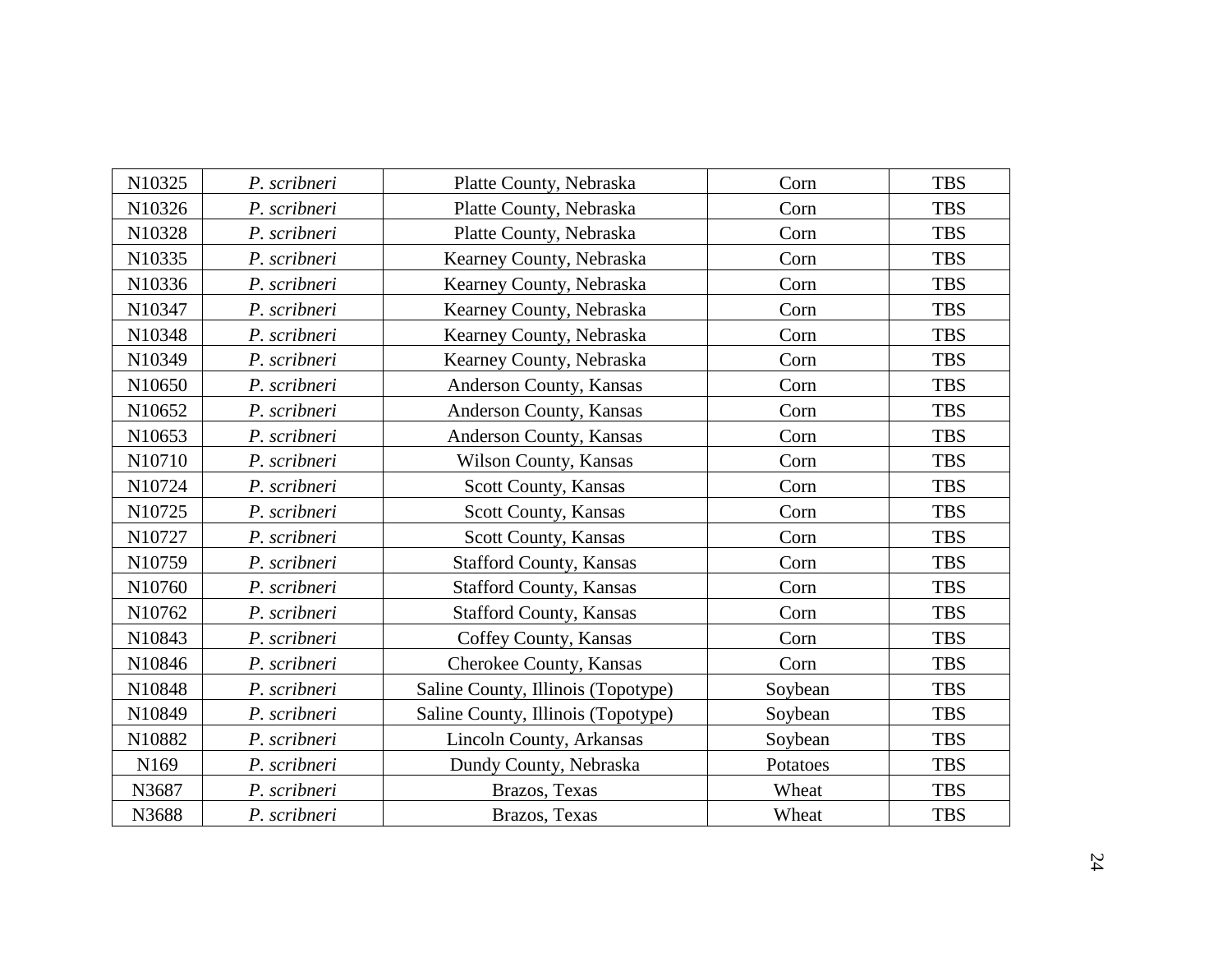| N10325 | *P. scribneri* | Platte County, Nebraska | Corn | TBS |
|---|---|---|---|---|
| N10326 | *P. scribneri* | Platte County, Nebraska | Corn | TBS |
| N10328 | *P. scribneri* | Platte County, Nebraska | Corn | TBS |
| N10335 | *P. scribneri* | Kearney County, Nebraska | Corn | TBS |
| N10336 | *P. scribneri* | Kearney County, Nebraska | Corn | TBS |
| N10347 | *P. scribneri* | Kearney County, Nebraska | Corn | TBS |
| N10348 | *P. scribneri* | Kearney County, Nebraska | Corn | TBS |
| N10349 | *P. scribneri* | Kearney County, Nebraska | Corn | TBS |
| N10650 | *P. scribneri* | Anderson County, Kansas | Corn | TBS |
| N10652 | *P. scribneri* | Anderson County, Kansas | Corn | TBS |
| N10653 | *P. scribneri* | Anderson County, Kansas | Corn | TBS |
| N10710 | *P. scribneri* | Wilson County, Kansas | Corn | TBS |
| N10724 | *P. scribneri* | Scott County, Kansas | Corn | TBS |
| N10725 | *P. scribneri* | Scott County, Kansas | Corn | TBS |
| N10727 | *P. scribneri* | Scott County, Kansas | Corn | TBS |
| N10759 | *P. scribneri* | Stafford County, Kansas | Corn | TBS |
| N10760 | *P. scribneri* | Stafford County, Kansas | Corn | TBS |
| N10762 | *P. scribneri* | Stafford County, Kansas | Corn | TBS |
| N10843 | *P. scribneri* | Coffey County, Kansas | Corn | TBS |
| N10846 | *P. scribneri* | Cherokee County, Kansas | Corn | TBS |
| N10848 | *P. scribneri* | Saline County, Illinois (Topotype) | Soybean | TBS |
| N10849 | *P. scribneri* | Saline County, Illinois (Topotype) | Soybean | TBS |
| N10882 | *P. scribneri* | Lincoln County, Arkansas | Soybean | TBS |
| N169 | *P. scribneri* | Dundy County, Nebraska | Potatoes | TBS |
| N3687 | *P. scribneri* | Brazos, Texas | Wheat | TBS |
| N3688 | *P. scribneri* | Brazos, Texas | Wheat | TBS |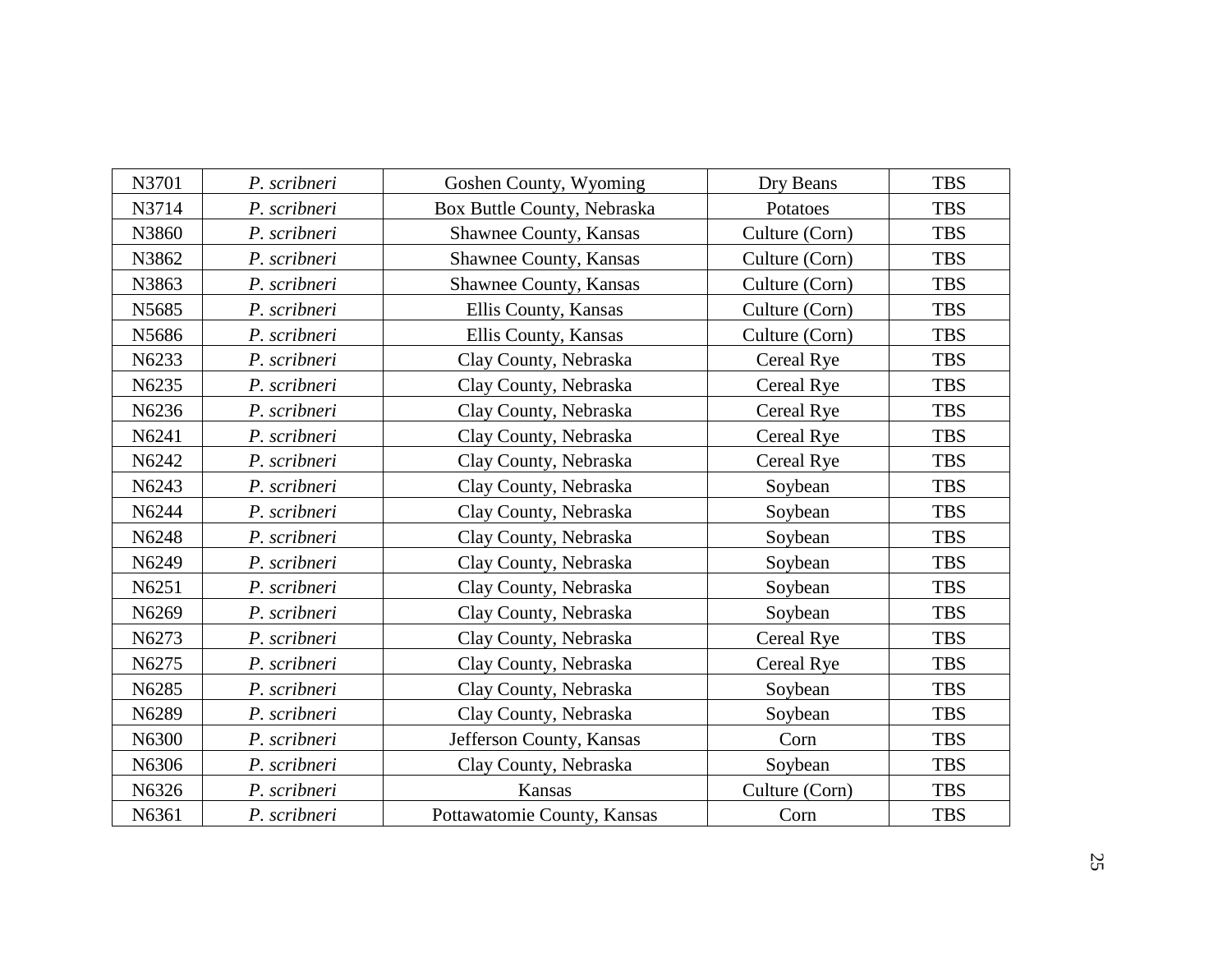| N3701 | *P. scribneri* | Goshen County, Wyoming | Dry Beans | TBS |
|---|---|---|---|---|
| N3714 | *P. scribneri* | Box Buttle County, Nebraska | Potatoes | TBS |
| N3860 | *P. scribneri* | Shawnee County, Kansas | Culture (Corn) | TBS |
| N3862 | *P. scribneri* | Shawnee County, Kansas | Culture (Corn) | TBS |
| N3863 | *P. scribneri* | Shawnee County, Kansas | Culture (Corn) | TBS |
| N5685 | *P. scribneri* | Ellis County, Kansas | Culture (Corn) | TBS |
| N5686 | *P. scribneri* | Ellis County, Kansas | Culture (Corn) | TBS |
| N6233 | *P. scribneri* | Clay County, Nebraska | Cereal Rye | TBS |
| N6235 | *P. scribneri* | Clay County, Nebraska | Cereal Rye | TBS |
| N6236 | *P. scribneri* | Clay County, Nebraska | Cereal Rye | TBS |
| N6241 | *P. scribneri* | Clay County, Nebraska | Cereal Rye | TBS |
| N6242 | *P. scribneri* | Clay County, Nebraska | Cereal Rye | TBS |
| N6243 | *P. scribneri* | Clay County, Nebraska | Soybean | TBS |
| N6244 | *P. scribneri* | Clay County, Nebraska | Soybean | TBS |
| N6248 | *P. scribneri* | Clay County, Nebraska | Soybean | TBS |
| N6249 | *P. scribneri* | Clay County, Nebraska | Soybean | TBS |
| N6251 | *P. scribneri* | Clay County, Nebraska | Soybean | TBS |
| N6269 | *P. scribneri* | Clay County, Nebraska | Soybean | TBS |
| N6273 | *P. scribneri* | Clay County, Nebraska | Cereal Rye | TBS |
| N6275 | *P. scribneri* | Clay County, Nebraska | Cereal Rye | TBS |
| N6285 | *P. scribneri* | Clay County, Nebraska | Soybean | TBS |
| N6289 | *P. scribneri* | Clay County, Nebraska | Soybean | TBS |
| N6300 | *P. scribneri* | Jefferson County, Kansas | Corn | TBS |
| N6306 | *P. scribneri* | Clay County, Nebraska | Soybean | TBS |
| N6326 | *P. scribneri* | Kansas | Culture (Corn) | TBS |
| N6361 | *P. scribneri* | Pottawatomie County, Kansas | Corn | TBS |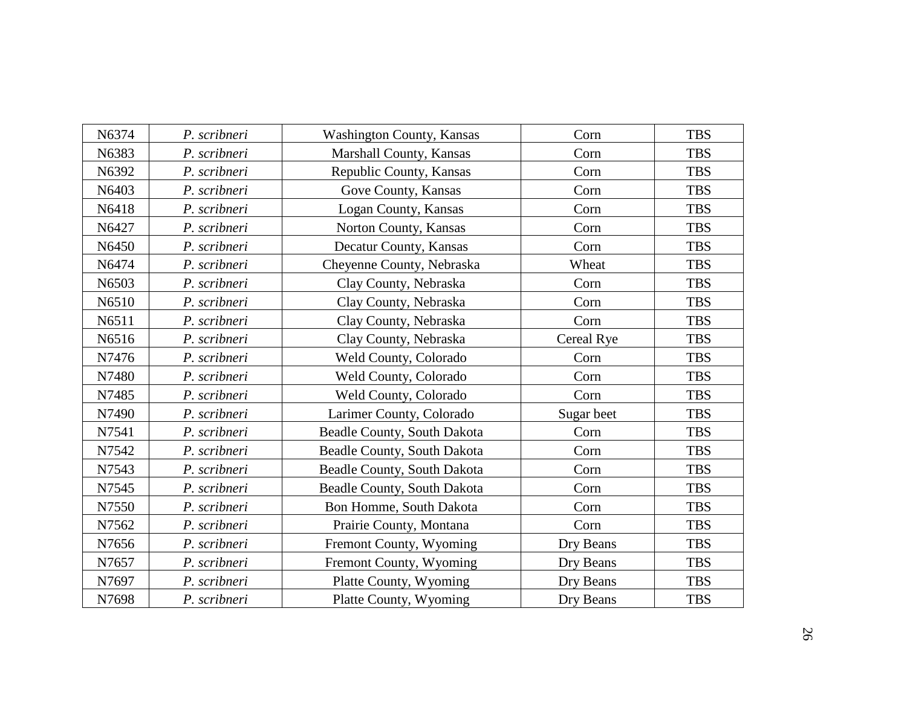| N6374 | *P. scribneri* | Washington County, Kansas | Corn | TBS |
|---|---|---|---|---|
| N6383 | *P. scribneri* | Marshall County, Kansas | Corn | TBS |
| N6392 | *P. scribneri* | Republic County, Kansas | Corn | TBS |
| N6403 | *P. scribneri* | Gove County, Kansas | Corn | TBS |
| N6418 | *P. scribneri* | Logan County, Kansas | Corn | TBS |
| N6427 | *P. scribneri* | Norton County, Kansas | Corn | TBS |
| N6450 | *P. scribneri* | Decatur County, Kansas | Corn | TBS |
| N6474 | *P. scribneri* | Cheyenne County, Nebraska | Wheat | TBS |
| N6503 | *P. scribneri* | Clay County, Nebraska | Corn | TBS |
| N6510 | *P. scribneri* | Clay County, Nebraska | Corn | TBS |
| N6511 | *P. scribneri* | Clay County, Nebraska | Corn | TBS |
| N6516 | *P. scribneri* | Clay County, Nebraska | Cereal Rye | TBS |
| N7476 | *P. scribneri* | Weld County, Colorado | Corn | TBS |
| N7480 | *P. scribneri* | Weld County, Colorado | Corn | TBS |
| N7485 | *P. scribneri* | Weld County, Colorado | Corn | TBS |
| N7490 | *P. scribneri* | Larimer County, Colorado | Sugar beet | TBS |
| N7541 | *P. scribneri* | Beadle County, South Dakota | Corn | TBS |
| N7542 | *P. scribneri* | Beadle County, South Dakota | Corn | TBS |
| N7543 | *P. scribneri* | Beadle County, South Dakota | Corn | TBS |
| N7545 | *P. scribneri* | Beadle County, South Dakota | Corn | TBS |
| N7550 | *P. scribneri* | Bon Homme, South Dakota | Corn | TBS |
| N7562 | *P. scribneri* | Prairie County, Montana | Corn | TBS |
| N7656 | *P. scribneri* | Fremont County, Wyoming | Dry Beans | TBS |
| N7657 | *P. scribneri* | Fremont County, Wyoming | Dry Beans | TBS |
| N7697 | *P. scribneri* | Platte County, Wyoming | Dry Beans | TBS |
| N7698 | *P. scribneri* | Platte County, Wyoming | Dry Beans | TBS |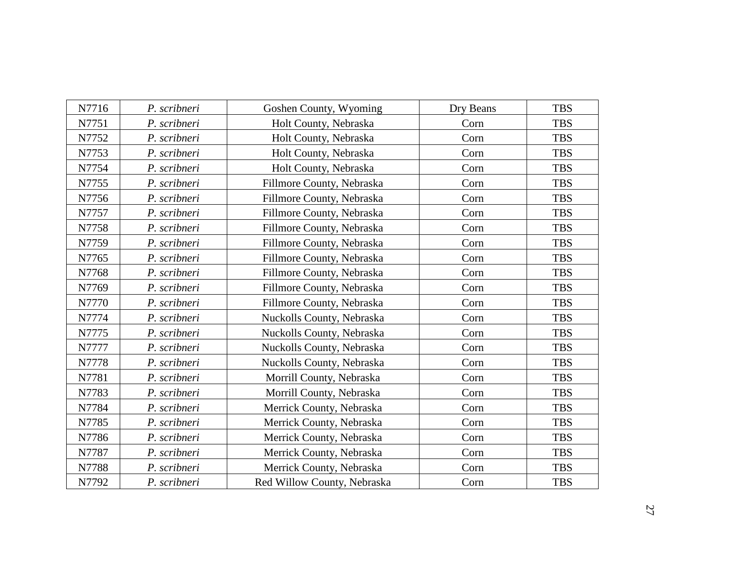| N7716 | *P. scribneri* | Goshen County, Wyoming | Dry Beans | TBS |
|---|---|---|---|---|
| N7751 | *P. scribneri* | Holt County, Nebraska | Corn | TBS |
| N7752 | *P. scribneri* | Holt County, Nebraska | Corn | TBS |
| N7753 | *P. scribneri* | Holt County, Nebraska | Corn | TBS |
| N7754 | *P. scribneri* | Holt County, Nebraska | Corn | TBS |
| N7755 | *P. scribneri* | Fillmore County, Nebraska | Corn | TBS |
| N7756 | *P. scribneri* | Fillmore County, Nebraska | Corn | TBS |
| N7757 | *P. scribneri* | Fillmore County, Nebraska | Corn | TBS |
| N7758 | *P. scribneri* | Fillmore County, Nebraska | Corn | TBS |
| N7759 | *P. scribneri* | Fillmore County, Nebraska | Corn | TBS |
| N7765 | *P. scribneri* | Fillmore County, Nebraska | Corn | TBS |
| N7768 | *P. scribneri* | Fillmore County, Nebraska | Corn | TBS |
| N7769 | *P. scribneri* | Fillmore County, Nebraska | Corn | TBS |
| N7770 | *P. scribneri* | Fillmore County, Nebraska | Corn | TBS |
| N7774 | *P. scribneri* | Nuckolls County, Nebraska | Corn | TBS |
| N7775 | *P. scribneri* | Nuckolls County, Nebraska | Corn | TBS |
| N7777 | *P. scribneri* | Nuckolls County, Nebraska | Corn | TBS |
| N7778 | *P. scribneri* | Nuckolls County, Nebraska | Corn | TBS |
| N7781 | *P. scribneri* | Morrill County, Nebraska | Corn | TBS |
| N7783 | *P. scribneri* | Morrill County, Nebraska | Corn | TBS |
| N7784 | *P. scribneri* | Merrick County, Nebraska | Corn | TBS |
| N7785 | *P. scribneri* | Merrick County, Nebraska | Corn | TBS |
| N7786 | *P. scribneri* | Merrick County, Nebraska | Corn | TBS |
| N7787 | *P. scribneri* | Merrick County, Nebraska | Corn | TBS |
| N7788 | *P. scribneri* | Merrick County, Nebraska | Corn | TBS |
| N7792 | *P. scribneri* | Red Willow County, Nebraska | Corn | TBS |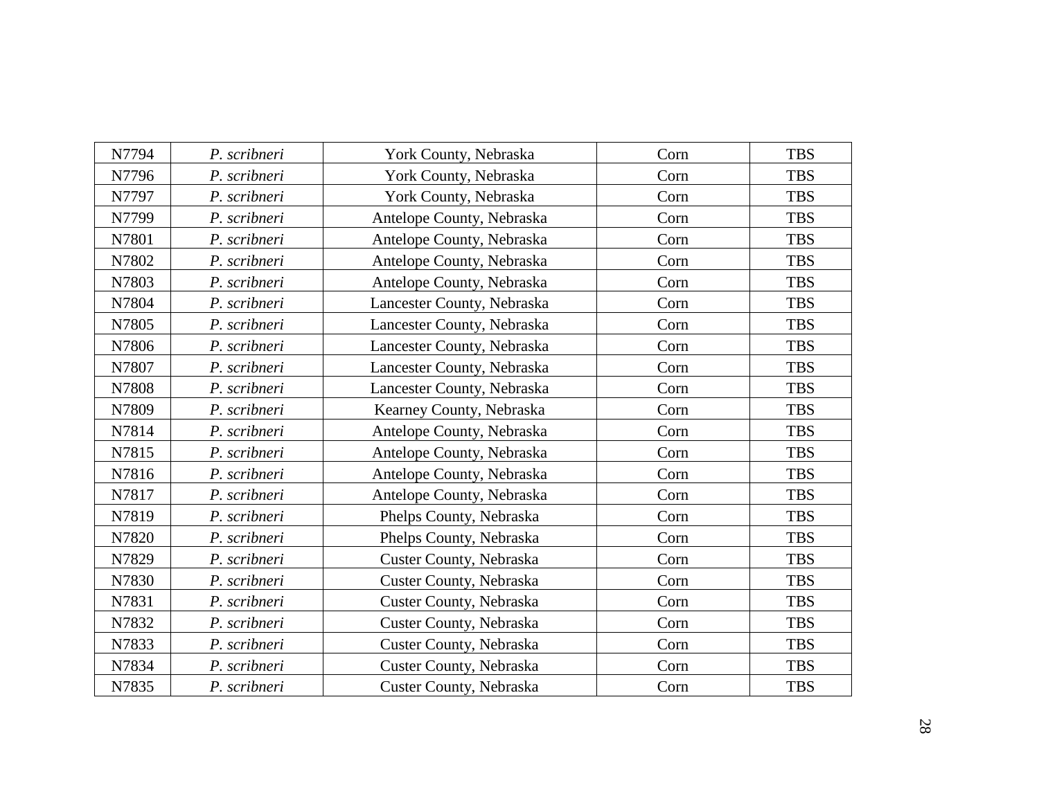| N7794 | *P. scribneri* | York County, Nebraska | Corn | TBS |
|---|---|---|---|---|
| N7796 | *P. scribneri* | York County, Nebraska | Corn | TBS |
| N7797 | *P. scribneri* | York County, Nebraska | Corn | TBS |
| N7799 | *P. scribneri* | Antelope County, Nebraska | Corn | TBS |
| N7801 | *P. scribneri* | Antelope County, Nebraska | Corn | TBS |
| N7802 | *P. scribneri* | Antelope County, Nebraska | Corn | TBS |
| N7803 | *P. scribneri* | Antelope County, Nebraska | Corn | TBS |
| N7804 | *P. scribneri* | Lancester County, Nebraska | Corn | TBS |
| N7805 | *P. scribneri* | Lancester County, Nebraska | Corn | TBS |
| N7806 | *P. scribneri* | Lancester County, Nebraska | Corn | TBS |
| N7807 | *P. scribneri* | Lancester County, Nebraska | Corn | TBS |
| N7808 | *P. scribneri* | Lancester County, Nebraska | Corn | TBS |
| N7809 | *P. scribneri* | Kearney County, Nebraska | Corn | TBS |
| N7814 | *P. scribneri* | Antelope County, Nebraska | Corn | TBS |
| N7815 | *P. scribneri* | Antelope County, Nebraska | Corn | TBS |
| N7816 | *P. scribneri* | Antelope County, Nebraska | Corn | TBS |
| N7817 | *P. scribneri* | Antelope County, Nebraska | Corn | TBS |
| N7819 | *P. scribneri* | Phelps County, Nebraska | Corn | TBS |
| N7820 | *P. scribneri* | Phelps County, Nebraska | Corn | TBS |
| N7829 | *P. scribneri* | Custer County, Nebraska | Corn | TBS |
| N7830 | *P. scribneri* | Custer County, Nebraska | Corn | TBS |
| N7831 | *P. scribneri* | Custer County, Nebraska | Corn | TBS |
| N7832 | *P. scribneri* | Custer County, Nebraska | Corn | TBS |
| N7833 | *P. scribneri* | Custer County, Nebraska | Corn | TBS |
| N7834 | *P. scribneri* | Custer County, Nebraska | Corn | TBS |
| N7835 | *P. scribneri* | Custer County, Nebraska | Corn | TBS |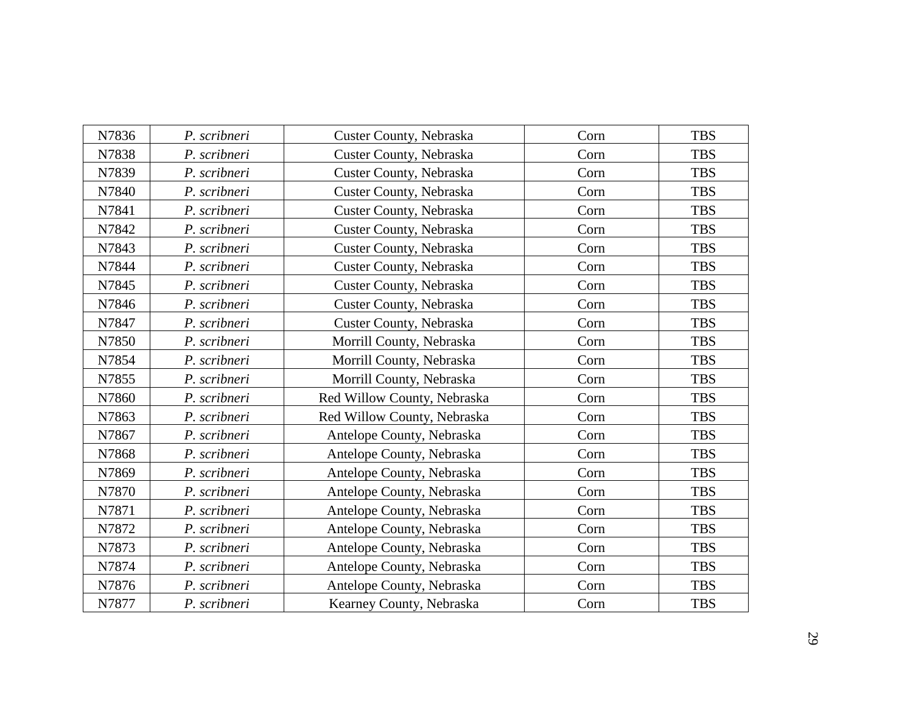| | | | | |
|---|---|---|---|---|
| N7836 | *P. scribneri* | Custer County, Nebraska | Corn | TBS |
| N7838 | *P. scribneri* | Custer County, Nebraska | Corn | TBS |
| N7839 | *P. scribneri* | Custer County, Nebraska | Corn | TBS |
| N7840 | *P. scribneri* | Custer County, Nebraska | Corn | TBS |
| N7841 | *P. scribneri* | Custer County, Nebraska | Corn | TBS |
| N7842 | *P. scribneri* | Custer County, Nebraska | Corn | TBS |
| N7843 | *P. scribneri* | Custer County, Nebraska | Corn | TBS |
| N7844 | *P. scribneri* | Custer County, Nebraska | Corn | TBS |
| N7845 | *P. scribneri* | Custer County, Nebraska | Corn | TBS |
| N7846 | *P. scribneri* | Custer County, Nebraska | Corn | TBS |
| N7847 | *P. scribneri* | Custer County, Nebraska | Corn | TBS |
| N7850 | *P. scribneri* | Morrill County, Nebraska | Corn | TBS |
| N7854 | *P. scribneri* | Morrill County, Nebraska | Corn | TBS |
| N7855 | *P. scribneri* | Morrill County, Nebraska | Corn | TBS |
| N7860 | *P. scribneri* | Red Willow County, Nebraska | Corn | TBS |
| N7863 | *P. scribneri* | Red Willow County, Nebraska | Corn | TBS |
| N7867 | *P. scribneri* | Antelope County, Nebraska | Corn | TBS |
| N7868 | *P. scribneri* | Antelope County, Nebraska | Corn | TBS |
| N7869 | *P. scribneri* | Antelope County, Nebraska | Corn | TBS |
| N7870 | *P. scribneri* | Antelope County, Nebraska | Corn | TBS |
| N7871 | *P. scribneri* | Antelope County, Nebraska | Corn | TBS |
| N7872 | *P. scribneri* | Antelope County, Nebraska | Corn | TBS |
| N7873 | *P. scribneri* | Antelope County, Nebraska | Corn | TBS |
| N7874 | *P. scribneri* | Antelope County, Nebraska | Corn | TBS |
| N7876 | *P. scribneri* | Antelope County, Nebraska | Corn | TBS |
| N7877 | *P. scribneri* | Kearney County, Nebraska | Corn | TBS |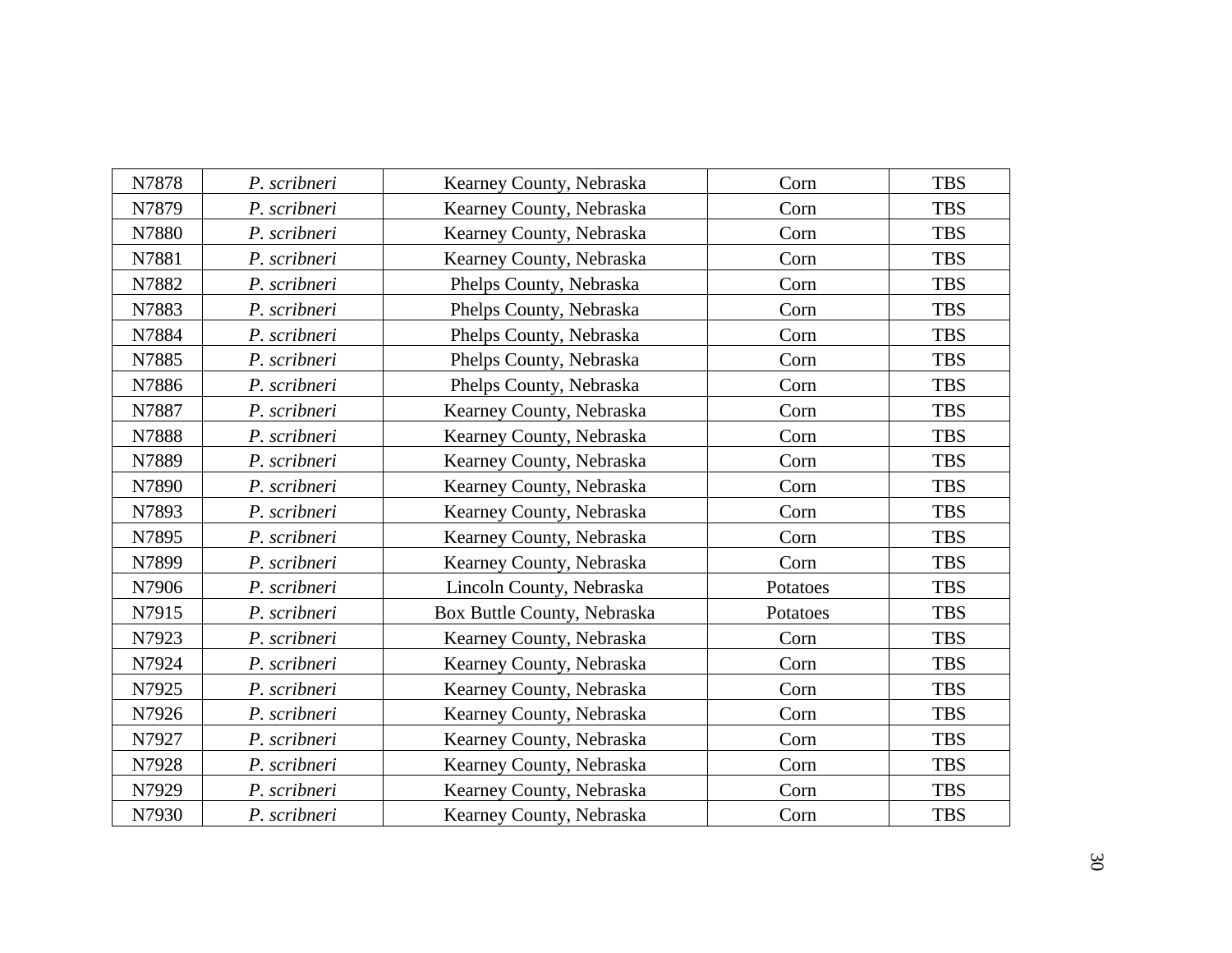| N7878 | *P. scribneri* | Kearney County, Nebraska | Corn | TBS |
|---|---|---|---|---|
| N7879 | *P. scribneri* | Kearney County, Nebraska | Corn | TBS |
| N7880 | *P. scribneri* | Kearney County, Nebraska | Corn | TBS |
| N7881 | *P. scribneri* | Kearney County, Nebraska | Corn | TBS |
| N7882 | *P. scribneri* | Phelps County, Nebraska | Corn | TBS |
| N7883 | *P. scribneri* | Phelps County, Nebraska | Corn | TBS |
| N7884 | *P. scribneri* | Phelps County, Nebraska | Corn | TBS |
| N7885 | *P. scribneri* | Phelps County, Nebraska | Corn | TBS |
| N7886 | *P. scribneri* | Phelps County, Nebraska | Corn | TBS |
| N7887 | *P. scribneri* | Kearney County, Nebraska | Corn | TBS |
| N7888 | *P. scribneri* | Kearney County, Nebraska | Corn | TBS |
| N7889 | *P. scribneri* | Kearney County, Nebraska | Corn | TBS |
| N7890 | *P. scribneri* | Kearney County, Nebraska | Corn | TBS |
| N7893 | *P. scribneri* | Kearney County, Nebraska | Corn | TBS |
| N7895 | *P. scribneri* | Kearney County, Nebraska | Corn | TBS |
| N7899 | *P. scribneri* | Kearney County, Nebraska | Corn | TBS |
| N7906 | *P. scribneri* | Lincoln County, Nebraska | Potatoes | TBS |
| N7915 | *P. scribneri* | Box Buttle County, Nebraska | Potatoes | TBS |
| N7923 | *P. scribneri* | Kearney County, Nebraska | Corn | TBS |
| N7924 | *P. scribneri* | Kearney County, Nebraska | Corn | TBS |
| N7925 | *P. scribneri* | Kearney County, Nebraska | Corn | TBS |
| N7926 | *P. scribneri* | Kearney County, Nebraska | Corn | TBS |
| N7927 | *P. scribneri* | Kearney County, Nebraska | Corn | TBS |
| N7928 | *P. scribneri* | Kearney County, Nebraska | Corn | TBS |
| N7929 | *P. scribneri* | Kearney County, Nebraska | Corn | TBS |
| N7930 | *P. scribneri* | Kearney County, Nebraska | Corn | TBS |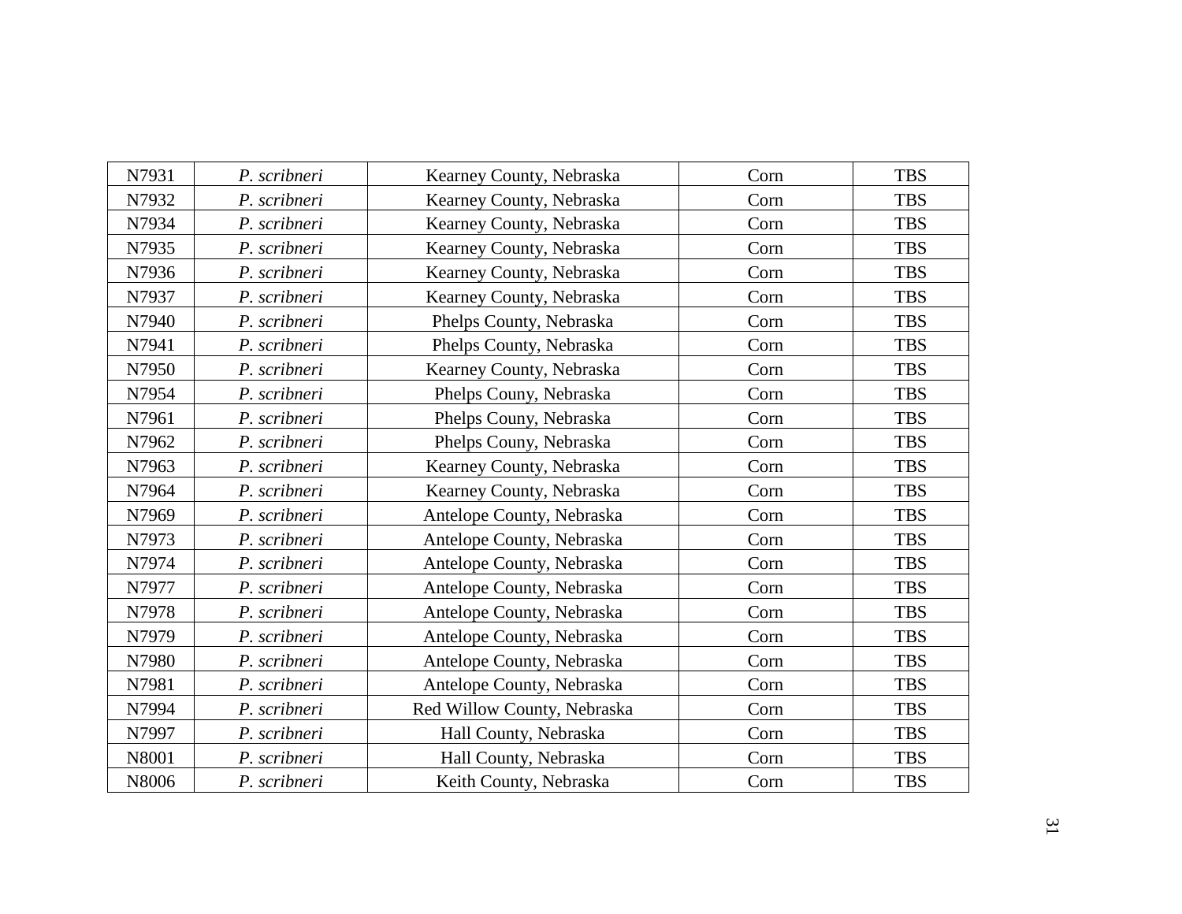| N7931 | *P. scribneri* | Kearney County, Nebraska | Corn | TBS |
|---|---|---|---|---|
| N7932 | *P. scribneri* | Kearney County, Nebraska | Corn | TBS |
| N7934 | *P. scribneri* | Kearney County, Nebraska | Corn | TBS |
| N7935 | *P. scribneri* | Kearney County, Nebraska | Corn | TBS |
| N7936 | *P. scribneri* | Kearney County, Nebraska | Corn | TBS |
| N7937 | *P. scribneri* | Kearney County, Nebraska | Corn | TBS |
| N7940 | *P. scribneri* | Phelps County, Nebraska | Corn | TBS |
| N7941 | *P. scribneri* | Phelps County, Nebraska | Corn | TBS |
| N7950 | *P. scribneri* | Kearney County, Nebraska | Corn | TBS |
| N7954 | *P. scribneri* | Phelps Couny, Nebraska | Corn | TBS |
| N7961 | *P. scribneri* | Phelps Couny, Nebraska | Corn | TBS |
| N7962 | *P. scribneri* | Phelps Couny, Nebraska | Corn | TBS |
| N7963 | *P. scribneri* | Kearney County, Nebraska | Corn | TBS |
| N7964 | *P. scribneri* | Kearney County, Nebraska | Corn | TBS |
| N7969 | *P. scribneri* | Antelope County, Nebraska | Corn | TBS |
| N7973 | *P. scribneri* | Antelope County, Nebraska | Corn | TBS |
| N7974 | *P. scribneri* | Antelope County, Nebraska | Corn | TBS |
| N7977 | *P. scribneri* | Antelope County, Nebraska | Corn | TBS |
| N7978 | *P. scribneri* | Antelope County, Nebraska | Corn | TBS |
| N7979 | *P. scribneri* | Antelope County, Nebraska | Corn | TBS |
| N7980 | *P. scribneri* | Antelope County, Nebraska | Corn | TBS |
| N7981 | *P. scribneri* | Antelope County, Nebraska | Corn | TBS |
| N7994 | *P. scribneri* | Red Willow County, Nebraska | Corn | TBS |
| N7997 | *P. scribneri* | Hall County, Nebraska | Corn | TBS |
| N8001 | *P. scribneri* | Hall County, Nebraska | Corn | TBS |
| N8006 | *P. scribneri* | Keith County, Nebraska | Corn | TBS |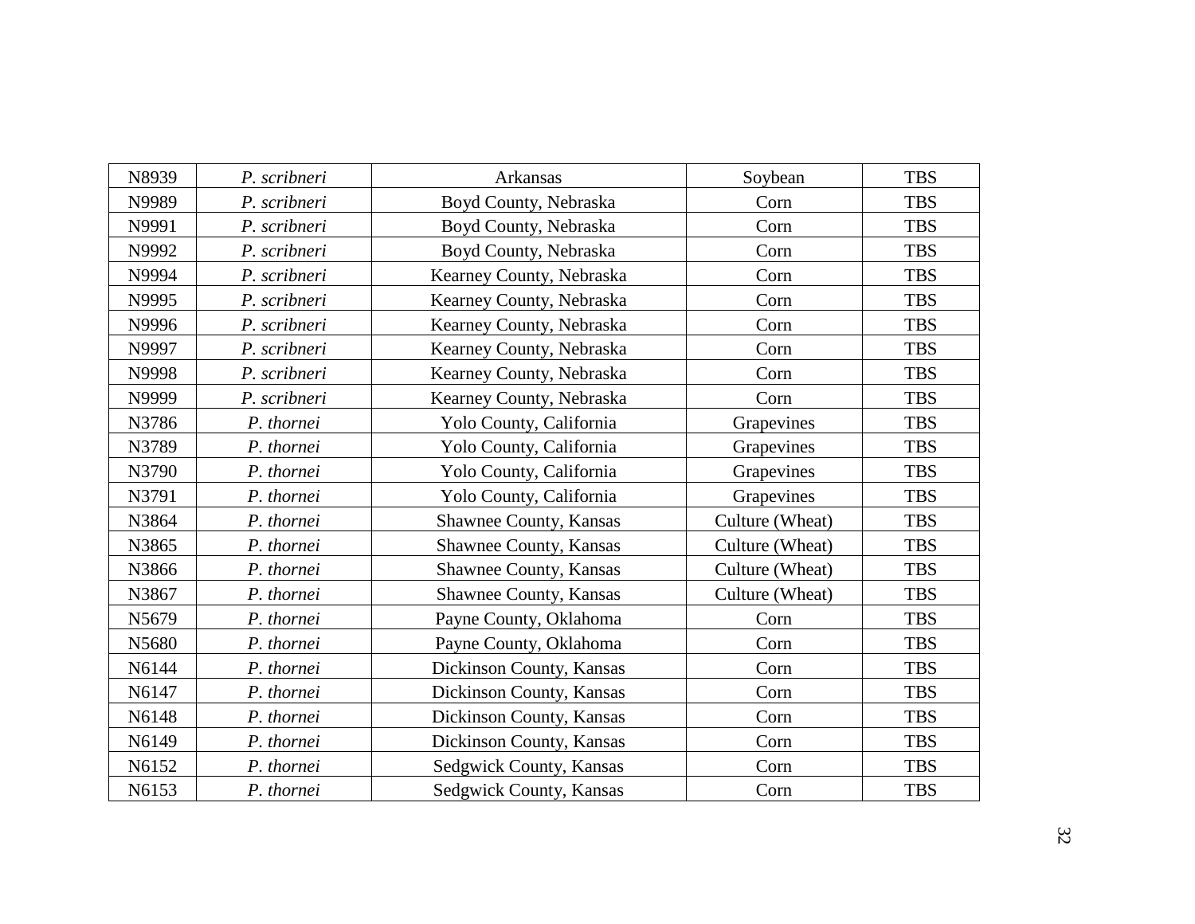| | | | | |
|---|---|---|---|---|
| N8939 | *P. scribneri* | Arkansas | Soybean | TBS |
| N9989 | *P. scribneri* | Boyd County, Nebraska | Corn | TBS |
| N9991 | *P. scribneri* | Boyd County, Nebraska | Corn | TBS |
| N9992 | *P. scribneri* | Boyd County, Nebraska | Corn | TBS |
| N9994 | *P. scribneri* | Kearney County, Nebraska | Corn | TBS |
| N9995 | *P. scribneri* | Kearney County, Nebraska | Corn | TBS |
| N9996 | *P. scribneri* | Kearney County, Nebraska | Corn | TBS |
| N9997 | *P. scribneri* | Kearney County, Nebraska | Corn | TBS |
| N9998 | *P. scribneri* | Kearney County, Nebraska | Corn | TBS |
| N9999 | *P. scribneri* | Kearney County, Nebraska | Corn | TBS |
| N3786 | *P. thornei* | Yolo County, California | Grapevines | TBS |
| N3789 | *P. thornei* | Yolo County, California | Grapevines | TBS |
| N3790 | *P. thornei* | Yolo County, California | Grapevines | TBS |
| N3791 | *P. thornei* | Yolo County, California | Grapevines | TBS |
| N3864 | *P. thornei* | Shawnee County, Kansas | Culture (Wheat) | TBS |
| N3865 | *P. thornei* | Shawnee County, Kansas | Culture (Wheat) | TBS |
| N3866 | *P. thornei* | Shawnee County, Kansas | Culture (Wheat) | TBS |
| N3867 | *P. thornei* | Shawnee County, Kansas | Culture (Wheat) | TBS |
| N5679 | *P. thornei* | Payne County, Oklahoma | Corn | TBS |
| N5680 | *P. thornei* | Payne County, Oklahoma | Corn | TBS |
| N6144 | *P. thornei* | Dickinson County, Kansas | Corn | TBS |
| N6147 | *P. thornei* | Dickinson County, Kansas | Corn | TBS |
| N6148 | *P. thornei* | Dickinson County, Kansas | Corn | TBS |
| N6149 | *P. thornei* | Dickinson County, Kansas | Corn | TBS |
| N6152 | *P. thornei* | Sedgwick County, Kansas | Corn | TBS |
| N6153 | *P. thornei* | Sedgwick County, Kansas | Corn | TBS |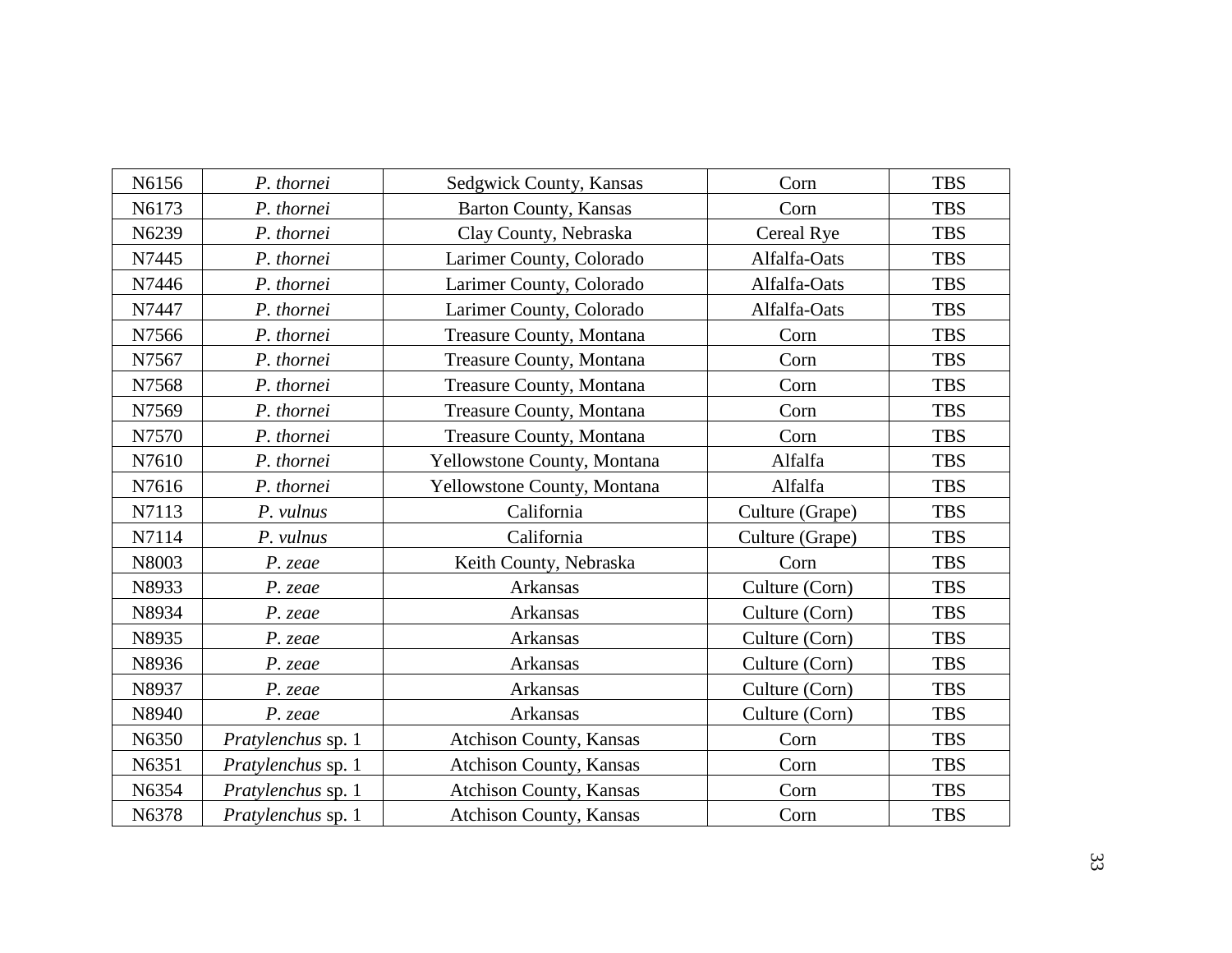| | | | | |
|---|---|---|---|---|
| N6156 | *P. thornei* | Sedgwick County, Kansas | Corn | TBS |
| N6173 | *P. thornei* | Barton County, Kansas | Corn | TBS |
| N6239 | *P. thornei* | Clay County, Nebraska | Cereal Rye | TBS |
| N7445 | *P. thornei* | Larimer County, Colorado | Alfalfa-Oats | TBS |
| N7446 | *P. thornei* | Larimer County, Colorado | Alfalfa-Oats | TBS |
| N7447 | *P. thornei* | Larimer County, Colorado | Alfalfa-Oats | TBS |
| N7566 | *P. thornei* | Treasure County, Montana | Corn | TBS |
| N7567 | *P. thornei* | Treasure County, Montana | Corn | TBS |
| N7568 | *P. thornei* | Treasure County, Montana | Corn | TBS |
| N7569 | *P. thornei* | Treasure County, Montana | Corn | TBS |
| N7570 | *P. thornei* | Treasure County, Montana | Corn | TBS |
| N7610 | *P. thornei* | Yellowstone County, Montana | Alfalfa | TBS |
| N7616 | *P. thornei* | Yellowstone County, Montana | Alfalfa | TBS |
| N7113 | *P. vulnus* | California | Culture (Grape) | TBS |
| N7114 | *P. vulnus* | California | Culture (Grape) | TBS |
| N8003 | *P. zeae* | Keith County, Nebraska | Corn | TBS |
| N8933 | *P. zeae* | Arkansas | Culture (Corn) | TBS |
| N8934 | *P. zeae* | Arkansas | Culture (Corn) | TBS |
| N8935 | *P. zeae* | Arkansas | Culture (Corn) | TBS |
| N8936 | *P. zeae* | Arkansas | Culture (Corn) | TBS |
| N8937 | *P. zeae* | Arkansas | Culture (Corn) | TBS |
| N8940 | *P. zeae* | Arkansas | Culture (Corn) | TBS |
| N6350 | *Pratylenchus* sp. 1 | Atchison County, Kansas | Corn | TBS |
| N6351 | *Pratylenchus* sp. 1 | Atchison County, Kansas | Corn | TBS |
| N6354 | *Pratylenchus* sp. 1 | Atchison County, Kansas | Corn | TBS |
| N6378 | *Pratylenchus* sp. 1 | Atchison County, Kansas | Corn | TBS |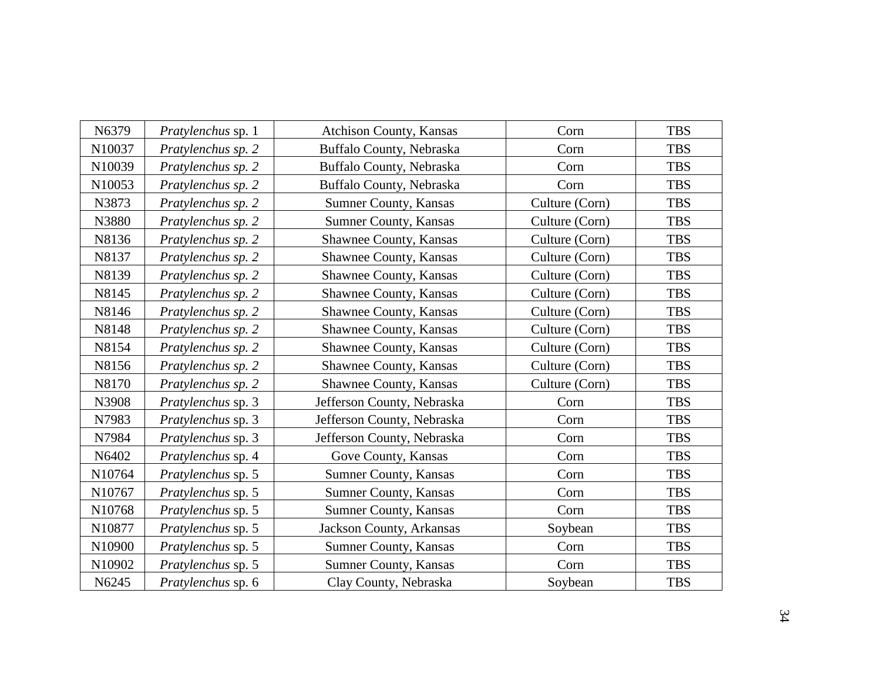| | | | | |
|---|---|---|---|---|
| N6379 | *Pratylenchus* sp. 1 | Atchison County, Kansas | Corn | TBS |
| N10037 | *Pratylenchus sp. 2* | Buffalo County, Nebraska | Corn | TBS |
| N10039 | *Pratylenchus sp. 2* | Buffalo County, Nebraska | Corn | TBS |
| N10053 | *Pratylenchus sp. 2* | Buffalo County, Nebraska | Corn | TBS |
| N3873 | *Pratylenchus sp. 2* | Sumner County, Kansas | Culture (Corn) | TBS |
| N3880 | *Pratylenchus sp. 2* | Sumner County, Kansas | Culture (Corn) | TBS |
| N8136 | *Pratylenchus sp. 2* | Shawnee County, Kansas | Culture (Corn) | TBS |
| N8137 | *Pratylenchus sp. 2* | Shawnee County, Kansas | Culture (Corn) | TBS |
| N8139 | *Pratylenchus sp. 2* | Shawnee County, Kansas | Culture (Corn) | TBS |
| N8145 | *Pratylenchus sp. 2* | Shawnee County, Kansas | Culture (Corn) | TBS |
| N8146 | *Pratylenchus sp. 2* | Shawnee County, Kansas | Culture (Corn) | TBS |
| N8148 | *Pratylenchus sp. 2* | Shawnee County, Kansas | Culture (Corn) | TBS |
| N8154 | *Pratylenchus sp. 2* | Shawnee County, Kansas | Culture (Corn) | TBS |
| N8156 | *Pratylenchus sp. 2* | Shawnee County, Kansas | Culture (Corn) | TBS |
| N8170 | *Pratylenchus sp. 2* | Shawnee County, Kansas | Culture (Corn) | TBS |
| N3908 | *Pratylenchus* sp. 3 | Jefferson County, Nebraska | Corn | TBS |
| N7983 | *Pratylenchus* sp. 3 | Jefferson County, Nebraska | Corn | TBS |
| N7984 | *Pratylenchus* sp. 3 | Jefferson County, Nebraska | Corn | TBS |
| N6402 | *Pratylenchus* sp. 4 | Gove County, Kansas | Corn | TBS |
| N10764 | *Pratylenchus* sp. 5 | Sumner County, Kansas | Corn | TBS |
| N10767 | *Pratylenchus* sp. 5 | Sumner County, Kansas | Corn | TBS |
| N10768 | *Pratylenchus* sp. 5 | Sumner County, Kansas | Corn | TBS |
| N10877 | *Pratylenchus* sp. 5 | Jackson County, Arkansas | Soybean | TBS |
| N10900 | *Pratylenchus* sp. 5 | Sumner County, Kansas | Corn | TBS |
| N10902 | *Pratylenchus* sp. 5 | Sumner County, Kansas | Corn | TBS |
| N6245 | *Pratylenchus* sp. 6 | Clay County, Nebraska | Soybean | TBS |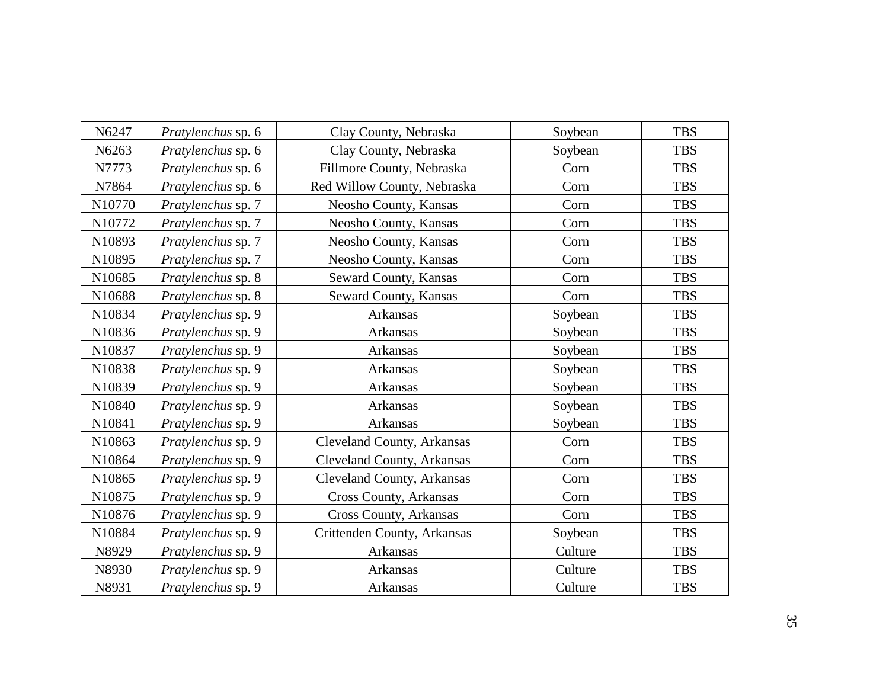| | | | | |
|---|---|---|---|---|
| N6247 | *Pratylenchus* sp. 6 | Clay County, Nebraska | Soybean | TBS |
| N6263 | *Pratylenchus* sp. 6 | Clay County, Nebraska | Soybean | TBS |
| N7773 | *Pratylenchus* sp. 6 | Fillmore County, Nebraska | Corn | TBS |
| N7864 | *Pratylenchus* sp. 6 | Red Willow County, Nebraska | Corn | TBS |
| N10770 | *Pratylenchus* sp. 7 | Neosho County, Kansas | Corn | TBS |
| N10772 | *Pratylenchus* sp. 7 | Neosho County, Kansas | Corn | TBS |
| N10893 | *Pratylenchus* sp. 7 | Neosho County, Kansas | Corn | TBS |
| N10895 | *Pratylenchus* sp. 7 | Neosho County, Kansas | Corn | TBS |
| N10685 | *Pratylenchus* sp. 8 | Seward County, Kansas | Corn | TBS |
| N10688 | *Pratylenchus* sp. 8 | Seward County, Kansas | Corn | TBS |
| N10834 | *Pratylenchus* sp. 9 | Arkansas | Soybean | TBS |
| N10836 | *Pratylenchus* sp. 9 | Arkansas | Soybean | TBS |
| N10837 | *Pratylenchus* sp. 9 | Arkansas | Soybean | TBS |
| N10838 | *Pratylenchus* sp. 9 | Arkansas | Soybean | TBS |
| N10839 | *Pratylenchus* sp. 9 | Arkansas | Soybean | TBS |
| N10840 | *Pratylenchus* sp. 9 | Arkansas | Soybean | TBS |
| N10841 | *Pratylenchus* sp. 9 | Arkansas | Soybean | TBS |
| N10863 | *Pratylenchus* sp. 9 | Cleveland County, Arkansas | Corn | TBS |
| N10864 | *Pratylenchus* sp. 9 | Cleveland County, Arkansas | Corn | TBS |
| N10865 | *Pratylenchus* sp. 9 | Cleveland County, Arkansas | Corn | TBS |
| N10875 | *Pratylenchus* sp. 9 | Cross County, Arkansas | Corn | TBS |
| N10876 | *Pratylenchus* sp. 9 | Cross County, Arkansas | Corn | TBS |
| N10884 | *Pratylenchus* sp. 9 | Crittenden County, Arkansas | Soybean | TBS |
| N8929 | *Pratylenchus* sp. 9 | Arkansas | Culture | TBS |
| N8930 | *Pratylenchus* sp. 9 | Arkansas | Culture | TBS |
| N8931 | *Pratylenchus* sp. 9 | Arkansas | Culture | TBS |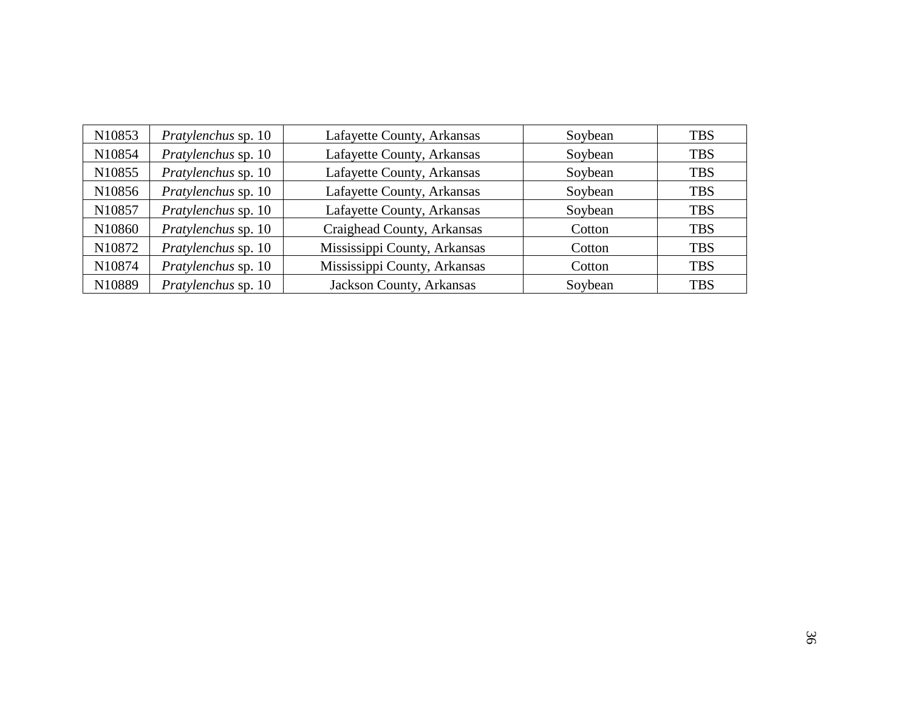| | | | | |
|---|---|---|---|---|
| N10853 | *Pratylenchus* sp. 10 | Lafayette County, Arkansas | Soybean | TBS |
| N10854 | *Pratylenchus* sp. 10 | Lafayette County, Arkansas | Soybean | TBS |
| N10855 | *Pratylenchus* sp. 10 | Lafayette County, Arkansas | Soybean | TBS |
| N10856 | *Pratylenchus* sp. 10 | Lafayette County, Arkansas | Soybean | TBS |
| N10857 | *Pratylenchus* sp. 10 | Lafayette County, Arkansas | Soybean | TBS |
| N10860 | *Pratylenchus* sp. 10 | Craighead County, Arkansas | Cotton | TBS |
| N10872 | *Pratylenchus* sp. 10 | Mississippi County, Arkansas | Cotton | TBS |
| N10874 | *Pratylenchus* sp. 10 | Mississippi County, Arkansas | Cotton | TBS |
| N10889 | *Pratylenchus* sp. 10 | Jackson County, Arkansas | Soybean | TBS |